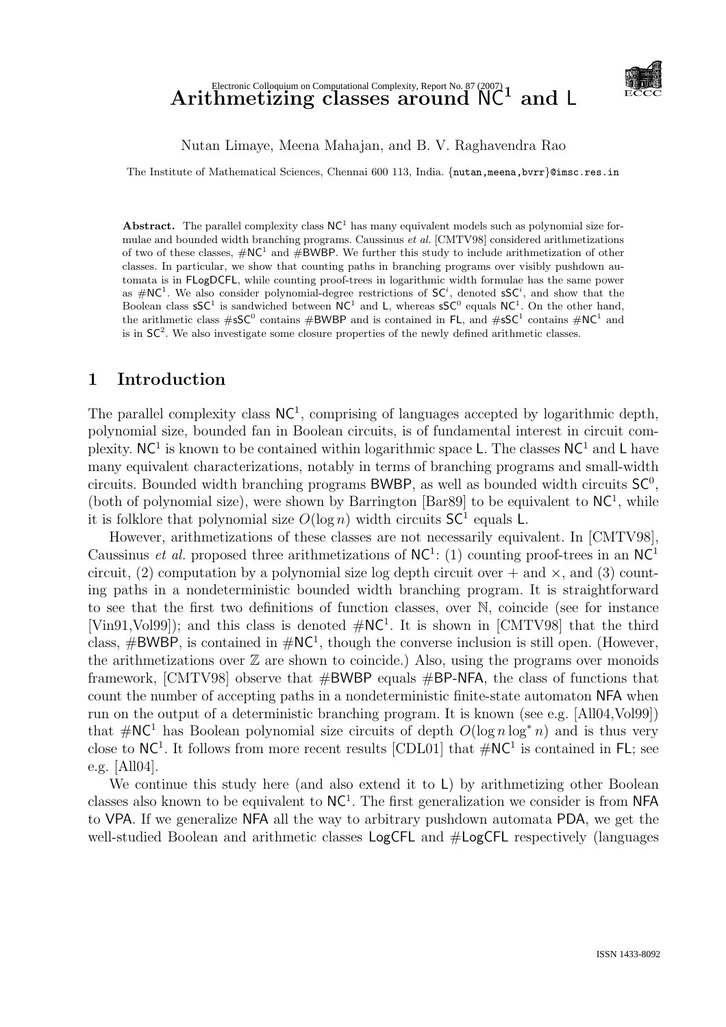# Arithmetizing classes around $\mathsf{NC}^1$ and $\mathsf{L}$

Nutan Limaye, Meena Mahajan, and B. V. Raghavendra Rao

The Institute of Mathematical Sciences, Chennai 600 113, India. {nutan,meena,bvrr}@imsc.res.in

**Abstract.** The parallel complexity class $\mathsf{NC}^1$ has many equivalent models such as polynomial size formulae and bounded width branching programs. Caussinus *et al.* [CMTV98] considered arithmetizations of two of these classes, $\#\mathsf{NC}^1$ and $\#\mathsf{BWBP}$. We further this study to include arithmetization of other classes. In particular, we show that counting paths in branching programs over visibly pushdown automata is in $\mathsf{FLogDCFL}$, while counting proof-trees in logarithmic width formulae has the same power as $\#\mathsf{NC}^1$. We also consider polynomial-degree restrictions of $\mathsf{SC}^i$, denoted $\mathsf{sSC}^i$, and show that the Boolean class $\mathsf{sSC}^1$ is sandwiched between $\mathsf{NC}^1$ and $\mathsf{L}$, whereas $\mathsf{sSC}^0$ equals $\mathsf{NC}^1$. On the other hand, the arithmetic class $\#\mathsf{sSC}^0$ contains $\#\mathsf{BWBP}$ and is contained in $\mathsf{FL}$, and $\#\mathsf{sSC}^1$ contains $\#\mathsf{NC}^1$ and is in $\mathsf{SC}^2$. We also investigate some closure properties of the newly defined arithmetic classes.

## 1 Introduction

The parallel complexity class $\mathsf{NC}^1$, comprising of languages accepted by logarithmic depth, polynomial size, bounded fan in Boolean circuits, is of fundamental interest in circuit complexity. $\mathsf{NC}^1$ is known to be contained within logarithmic space $\mathsf{L}$. The classes $\mathsf{NC}^1$ and $\mathsf{L}$ have many equivalent characterizations, notably in terms of branching programs and small-width circuits. Bounded width branching programs $\mathsf{BWBP}$, as well as bounded width circuits $\mathsf{SC}^0$, (both of polynomial size), were shown by Barrington [Bar89] to be equivalent to $\mathsf{NC}^1$, while it is folklore that polynomial size $O(\log n)$ width circuits $\mathsf{SC}^1$ equals $\mathsf{L}$.

However, arithmetizations of these classes are not necessarily equivalent. In [CMTV98], Caussinus *et al.* proposed three arithmetizations of $\mathsf{NC}^1$: (1) counting proof-trees in an $\mathsf{NC}^1$ circuit, (2) computation by a polynomial size log depth circuit over $+$ and $\times$, and (3) counting paths in a nondeterministic bounded width branching program. It is straightforward to see that the first two definitions of function classes, over $\mathbb{N}$, coincide (see for instance [Vin91,Vol99]); and this class is denoted $\#\mathsf{NC}^1$. It is shown in [CMTV98] that the third class, $\#\mathsf{BWBP}$, is contained in $\#\mathsf{NC}^1$, though the converse inclusion is still open. (However, the arithmetizations over $\mathbb{Z}$ are shown to coincide.) Also, using the programs over monoids framework, [CMTV98] observe that $\#\mathsf{BWBP}$ equals $\#\mathsf{BP}\text{-}\mathsf{NFA}$, the class of functions that count the number of accepting paths in a nondeterministic finite-state automaton $\mathsf{NFA}$ when run on the output of a deterministic branching program. It is known (see e.g. [All04,Vol99]) that $\#\mathsf{NC}^1$ has Boolean polynomial size circuits of depth $O(\log n \log^* n)$ and is thus very close to $\mathsf{NC}^1$. It follows from more recent results [CDL01] that $\#\mathsf{NC}^1$ is contained in $\mathsf{FL}$; see e.g. [All04].

We continue this study here (and also extend it to $\mathsf{L}$) by arithmetizing other Boolean classes also known to be equivalent to $\mathsf{NC}^1$. The first generalization we consider is from $\mathsf{NFA}$ to $\mathsf{VPA}$. If we generalize $\mathsf{NFA}$ all the way to arbitrary pushdown automata $\mathsf{PDA}$, we get the well-studied Boolean and arithmetic classes $\mathsf{LogCFL}$ and $\#\mathsf{LogCFL}$ respectively (languages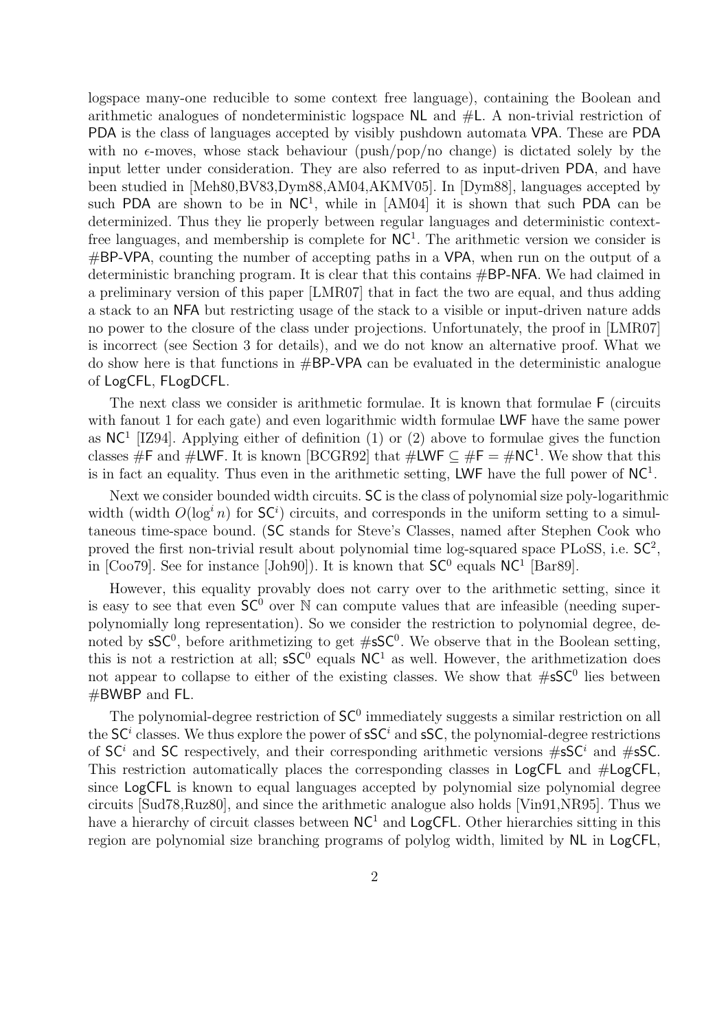logspace many-one reducible to some context free language), containing the Boolean and arithmetic analogues of nondeterministic logspace NL and #L. A non-trivial restriction of PDA is the class of languages accepted by visibly pushdown automata VPA. These are PDA with no $\epsilon$-moves, whose stack behaviour (push/pop/no change) is dictated solely by the input letter under consideration. They are also referred to as input-driven PDA, and have been studied in [Meh80,BV83,Dym88,AM04,AKMV05]. In [Dym88], languages accepted by such PDA are shown to be in $\mathsf{NC}^1$, while in [AM04] it is shown that such PDA can be determinized. Thus they lie properly between regular languages and deterministic context-free languages, and membership is complete for $\mathsf{NC}^1$. The arithmetic version we consider is #BP-VPA, counting the number of accepting paths in a VPA, when run on the output of a deterministic branching program. It is clear that this contains #BP-NFA. We had claimed in a preliminary version of this paper [LMR07] that in fact the two are equal, and thus adding a stack to an NFA but restricting usage of the stack to a visible or input-driven nature adds no power to the closure of the class under projections. Unfortunately, the proof in [LMR07] is incorrect (see Section 3 for details), and we do not know an alternative proof. What we do show here is that functions in #BP-VPA can be evaluated in the deterministic analogue of LogCFL, FLogDCFL.

The next class we consider is arithmetic formulae. It is known that formulae F (circuits with fanout 1 for each gate) and even logarithmic width formulae LWF have the same power as $\mathsf{NC}^1$ [IZ94]. Applying either of definition (1) or (2) above to formulae gives the function classes #F and #LWF. It is known [BCGR92] that $\#\mathsf{LWF} \subseteq \#\mathsf{F} = \#\mathsf{NC}^1$. We show that this is in fact an equality. Thus even in the arithmetic setting, LWF have the full power of $\mathsf{NC}^1$.

Next we consider bounded width circuits. SC is the class of polynomial size poly-logarithmic width (width $O(\log^i n)$ for $\mathsf{SC}^i$) circuits, and corresponds in the uniform setting to a simultaneous time-space bound. (SC stands for Steve's Classes, named after Stephen Cook who proved the first non-trivial result about polynomial time log-squared space PLoSS, i.e. $\mathsf{SC}^2$, in [Coo79]. See for instance [Joh90]). It is known that $\mathsf{SC}^0$ equals $\mathsf{NC}^1$ [Bar89].

However, this equality provably does not carry over to the arithmetic setting, since it is easy to see that even $\mathsf{SC}^0$ over $\mathbb{N}$ can compute values that are infeasible (needing super-polynomially long representation). So we consider the restriction to polynomial degree, denoted by $\mathsf{sSC}^0$, before arithmetizing to get $\#\mathsf{sSC}^0$. We observe that in the Boolean setting, this is not a restriction at all; $\mathsf{sSC}^0$ equals $\mathsf{NC}^1$ as well. However, the arithmetization does not appear to collapse to either of the existing classes. We show that $\#\mathsf{sSC}^0$ lies between #BWBP and FL.

The polynomial-degree restriction of $\mathsf{SC}^0$ immediately suggests a similar restriction on all the $\mathsf{SC}^i$ classes. We thus explore the power of $\mathsf{sSC}^i$ and sSC, the polynomial-degree restrictions of $\mathsf{SC}^i$ and SC respectively, and their corresponding arithmetic versions $\#\mathsf{sSC}^i$ and #sSC. This restriction automatically places the corresponding classes in LogCFL and #LogCFL, since LogCFL is known to equal languages accepted by polynomial size polynomial degree circuits [Sud78,Ruz80], and since the arithmetic analogue also holds [Vin91,NR95]. Thus we have a hierarchy of circuit classes between $\mathsf{NC}^1$ and LogCFL. Other hierarchies sitting in this region are polynomial size branching programs of polylog width, limited by NL in LogCFL,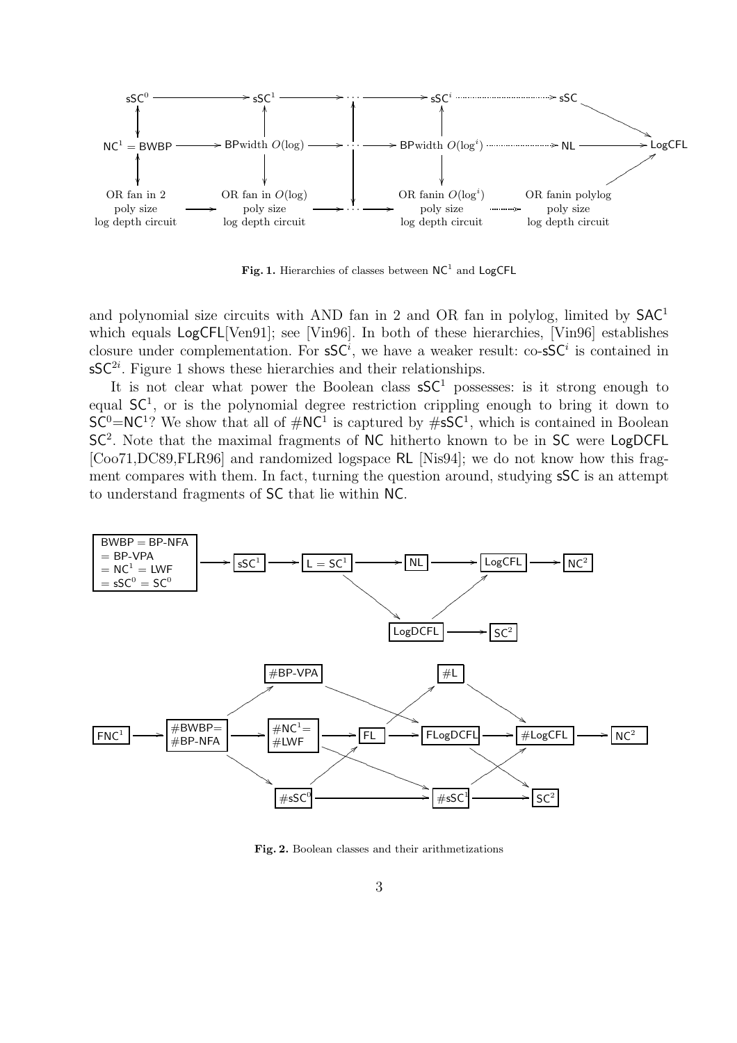**Fig. 1.** Hierarchies of classes between $\mathsf{NC}^1$ and $\mathsf{LogCFL}$

and polynomial size circuits with AND fan in 2 and OR fan in polylog, limited by $\mathsf{SAC}^1$ which equals $\mathsf{LogCFL}$[Ven91]; see [Vin96]. In both of these hierarchies, [Vin96] establishes closure under complementation. For $\mathsf{sSC}^i$, we have a weaker result: co-$\mathsf{sSC}^i$ is contained in $\mathsf{sSC}^{2i}$. Figure 1 shows these hierarchies and their relationships.

It is not clear what power the Boolean class $\mathsf{sSC}^1$ possesses: is it strong enough to equal $\mathsf{SC}^1$, or is the polynomial degree restriction crippling enough to bring it down to $\mathsf{SC}^0$=$\mathsf{NC}^1$? We show that all of $\#\mathsf{NC}^1$ is captured by $\#\mathsf{sSC}^1$, which is contained in Boolean $\mathsf{SC}^2$. Note that the maximal fragments of $\mathsf{NC}$ hitherto known to be in $\mathsf{SC}$ were $\mathsf{LogDCFL}$ [Coo71,DC89,FLR96] and randomized logspace $\mathsf{RL}$ [Nis94]; we do not know how this fragment compares with them. In fact, turning the question around, studying $\mathsf{sSC}$ is an attempt to understand fragments of $\mathsf{SC}$ that lie within $\mathsf{NC}$.

**Fig. 2.** Boolean classes and their arithmetizations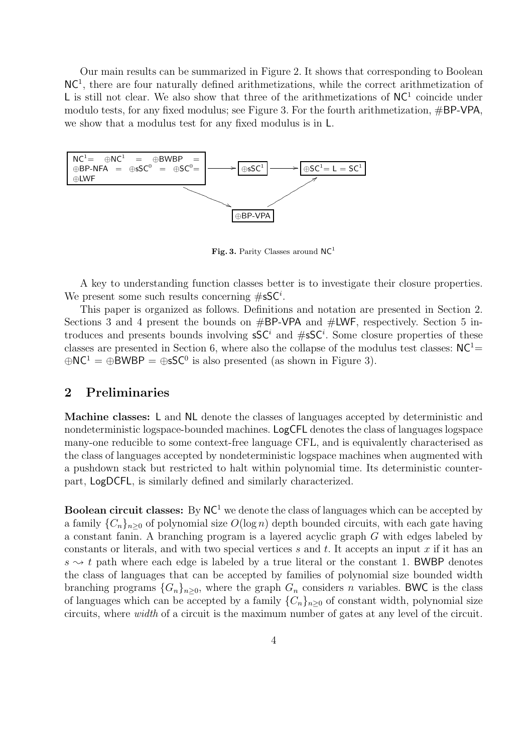Our main results can be summarized in Figure 2. It shows that corresponding to Boolean $\mathsf{NC}^1$, there are four naturally defined arithmetizations, while the correct arithmetization of $\mathsf{L}$ is still not clear. We also show that three of the arithmetizations of $\mathsf{NC}^1$ coincide under modulo tests, for any fixed modulus; see Figure 3. For the fourth arithmetization, $\#\mathsf{BP\text{-}VPA}$, we show that a modulus test for any fixed modulus is in $\mathsf{L}$.

$\mathsf{NC}^1 = \oplus\mathsf{NC}^1 = \oplus\mathsf{BWBP} = \oplus\mathsf{BP\text{-}NFA} = \oplus\mathsf{sSC}^0 = \oplus\mathsf{SC}^0 = \oplus\mathsf{LWF}$ $\longrightarrow$ $\oplus\mathsf{sSC}^1$ $\longrightarrow$ $\oplus\mathsf{SC}^1 = \mathsf{L} = \mathsf{SC}^1$

$\mathsf{NC}^1 = \dots = \oplus\mathsf{LWF}$ $\longrightarrow$ $\oplus\mathsf{BP\text{-}VPA}$ $\longrightarrow$ $\oplus\mathsf{SC}^1 = \mathsf{L} = \mathsf{SC}^1$

**Fig. 3.** Parity Classes around $\mathsf{NC}^1$

A key to understanding function classes better is to investigate their closure properties. We present some such results concerning $\#\mathsf{sSC}^i$.

This paper is organized as follows. Definitions and notation are presented in Section 2. Sections 3 and 4 present the bounds on $\#\mathsf{BP\text{-}VPA}$ and $\#\mathsf{LWF}$, respectively. Section 5 introduces and presents bounds involving $\mathsf{sSC}^i$ and $\#\mathsf{sSC}^i$. Some closure properties of these classes are presented in Section 6, where also the collapse of the modulus test classes: $\mathsf{NC}^1 = \oplus\mathsf{NC}^1 = \oplus\mathsf{BWBP} = \oplus\mathsf{sSC}^0$ is also presented (as shown in Figure 3).

## 2 Preliminaries

**Machine classes:** $\mathsf{L}$ and $\mathsf{NL}$ denote the classes of languages accepted by deterministic and nondeterministic logspace-bounded machines. $\mathsf{LogCFL}$ denotes the class of languages logspace many-one reducible to some context-free language CFL, and is equivalently characterised as the class of languages accepted by nondeterministic logspace machines when augmented with a pushdown stack but restricted to halt within polynomial time. Its deterministic counterpart, $\mathsf{LogDCFL}$, is similarly defined and similarly characterized.

**Boolean circuit classes:** By $\mathsf{NC}^1$ we denote the class of languages which can be accepted by a family $\{C_n\}_{n\geq 0}$ of polynomial size $O(\log n)$ depth bounded circuits, with each gate having a constant fanin. A branching program is a layered acyclic graph $G$ with edges labeled by constants or literals, and with two special vertices $s$ and $t$. It accepts an input $x$ if it has an $s \rightsquigarrow t$ path where each edge is labeled by a true literal or the constant 1. $\mathsf{BWBP}$ denotes the class of languages that can be accepted by families of polynomial size bounded width branching programs $\{G_n\}_{n\geq 0}$, where the graph $G_n$ considers $n$ variables. $\mathsf{BWC}$ is the class of languages which can be accepted by a family $\{C_n\}_{n\geq 0}$ of constant width, polynomial size circuits, where *width* of a circuit is the maximum number of gates at any level of the circuit.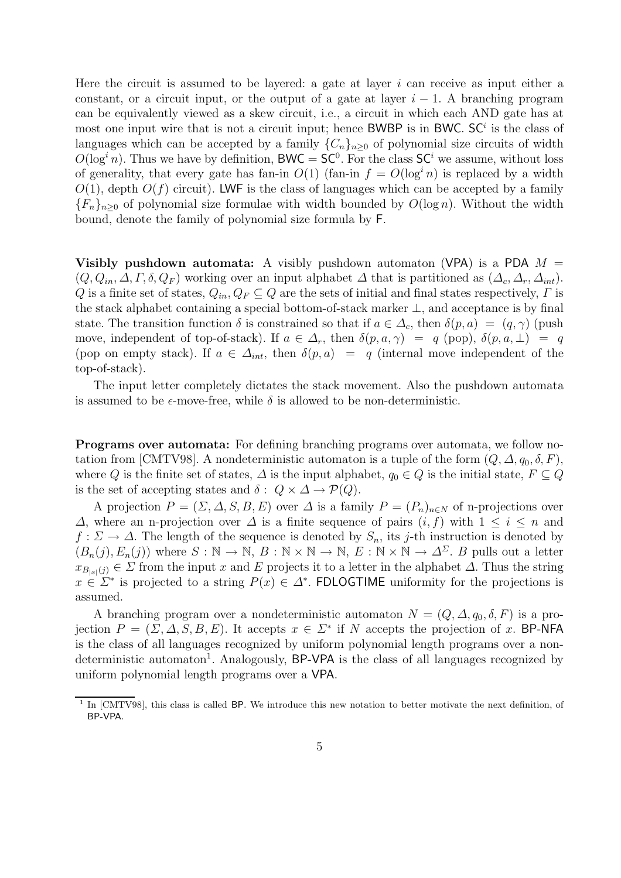Here the circuit is assumed to be layered: a gate at layer $i$ can receive as input either a constant, or a circuit input, or the output of a gate at layer $i-1$. A branching program can be equivalently viewed as a skew circuit, i.e., a circuit in which each AND gate has at most one input wire that is not a circuit input; hence BWBP is in BWC. $\mathsf{SC}^i$ is the class of languages which can be accepted by a family $\{C_n\}_{n\geq 0}$ of polynomial size circuits of width $O(\log^i n)$. Thus we have by definition, $\mathsf{BWC} = \mathsf{SC}^0$. For the class $\mathsf{SC}^i$ we assume, without loss of generality, that every gate has fan-in $O(1)$ (fan-in $f = O(\log^i n)$ is replaced by a width $O(1)$, depth $O(f)$ circuit). LWF is the class of languages which can be accepted by a family $\{F_n\}_{n\geq 0}$ of polynomial size formulae with width bounded by $O(\log n)$. Without the width bound, denote the family of polynomial size formula by F.

**Visibly pushdown automata:** A visibly pushdown automaton (VPA) is a PDA $M = (Q, Q_{in}, \Delta, \Gamma, \delta, Q_F)$ working over an input alphabet $\Delta$ that is partitioned as $(\Delta_c, \Delta_r, \Delta_{int})$. $Q$ is a finite set of states, $Q_{in}, Q_F \subseteq Q$ are the sets of initial and final states respectively, $\Gamma$ is the stack alphabet containing a special bottom-of-stack marker $\perp$, and acceptance is by final state. The transition function $\delta$ is constrained so that if $a \in \Delta_c$, then $\delta(p, a) = (q, \gamma)$ (push move, independent of top-of-stack). If $a \in \Delta_r$, then $\delta(p, a, \gamma) = q$ (pop), $\delta(p, a, \perp) = q$ (pop on empty stack). If $a \in \Delta_{int}$, then $\delta(p, a) = q$ (internal move independent of the top-of-stack).

The input letter completely dictates the stack movement. Also the pushdown automata is assumed to be $\epsilon$-move-free, while $\delta$ is allowed to be non-deterministic.

**Programs over automata:** For defining branching programs over automata, we follow notation from [CMTV98]. A nondeterministic automaton is a tuple of the form $(Q, \Delta, q_0, \delta, F)$, where $Q$ is the finite set of states, $\Delta$ is the input alphabet, $q_0 \in Q$ is the initial state, $F \subseteq Q$ is the set of accepting states and $\delta: Q \times \Delta \to \mathcal{P}(Q)$.

A projection $P = (\Sigma, \Delta, S, B, E)$ over $\Delta$ is a family $P = (P_n)_{n\in N}$ of n-projections over $\Delta$, where an n-projection over $\Delta$ is a finite sequence of pairs $(i, f)$ with $1 \leq i \leq n$ and $f : \Sigma \to \Delta$. The length of the sequence is denoted by $S_n$, its $j$-th instruction is denoted by $(B_n(j), E_n(j))$ where $S : \mathbb{N} \to \mathbb{N}$, $B : \mathbb{N} \times \mathbb{N} \to \mathbb{N}$, $E : \mathbb{N} \times \mathbb{N} \to \Delta^\Sigma$. $B$ pulls out a letter $x_{B_{|x|}(j)} \in \Sigma$ from the input $x$ and $E$ projects it to a letter in the alphabet $\Delta$. Thus the string $x \in \Sigma^*$ is projected to a string $P(x) \in \Delta^*$. FDLOGTIME uniformity for the projections is assumed.

A branching program over a nondeterministic automaton $N = (Q, \Delta, q_0, \delta, F)$ is a projection $P = (\Sigma, \Delta, S, B, E)$. It accepts $x \in \Sigma^*$ if $N$ accepts the projection of $x$. BP-NFA is the class of all languages recognized by uniform polynomial length programs over a nondeterministic automaton[1]. Analogously, BP-VPA is the class of all languages recognized by uniform polynomial length programs over a VPA.

[1] In [CMTV98], this class is called BP. We introduce this new notation to better motivate the next definition, of BP-VPA.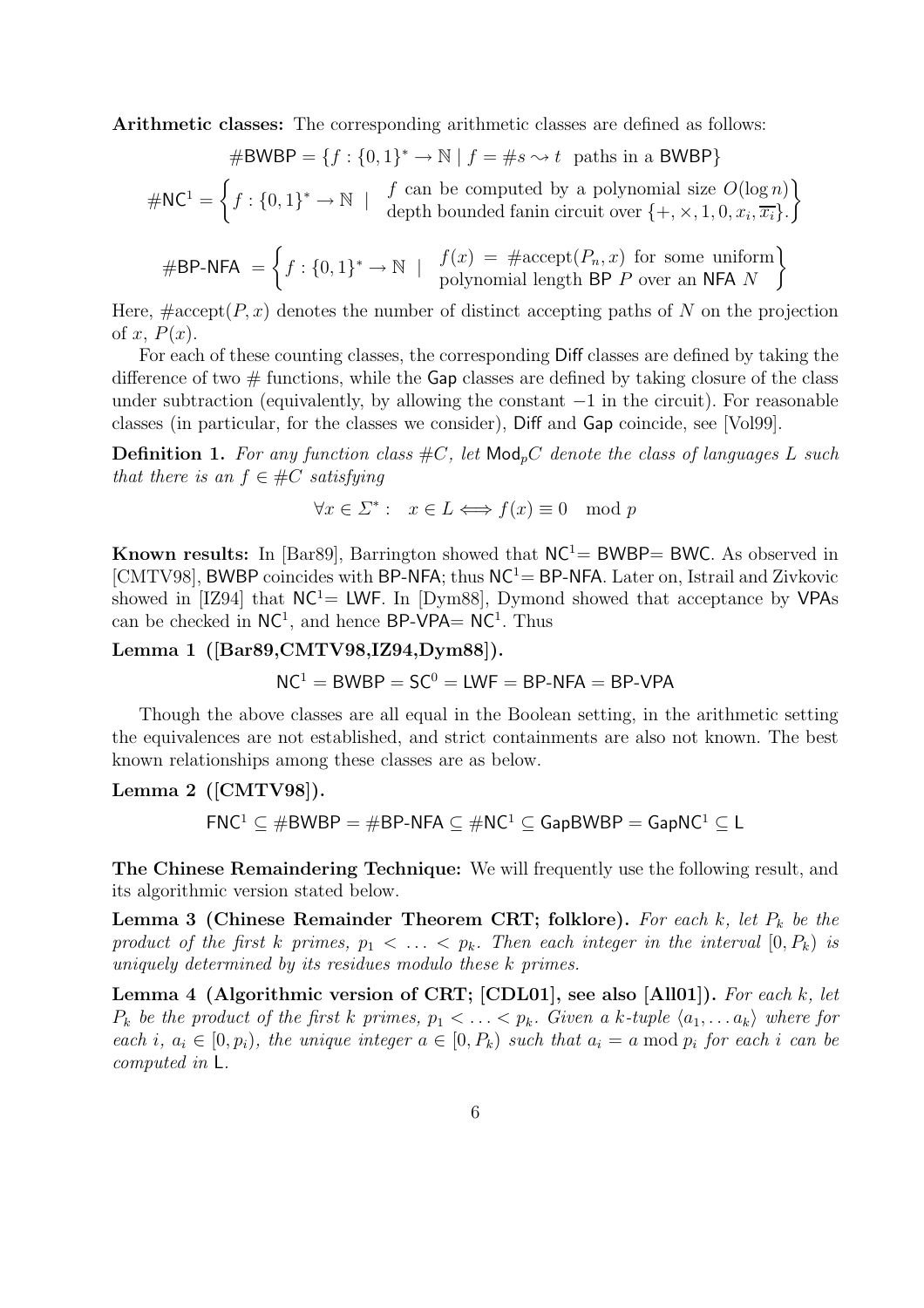**Arithmetic classes:** The corresponding arithmetic classes are defined as follows:

$$\#\mathsf{BWBP} = \{f : \{0,1\}^* \to \mathbb{N} \mid f = \#s \rightsquigarrow t \text{ paths in a } \mathsf{BWBP}\}$$

$$\#\mathsf{NC}^1 = \left\{ f : \{0,1\}^* \to \mathbb{N} \;\middle|\; \begin{array}{l} f \text{ can be computed by a polynomial size } O(\log n) \\ \text{depth bounded fanin circuit over } \{+, \times, 1, 0, x_i, \overline{x_i}\}. \end{array} \right\}$$

$$\#\mathsf{BP\text{-}NFA} = \left\{ f : \{0,1\}^* \to \mathbb{N} \;\middle|\; \begin{array}{l} f(x) = \#\text{accept}(P_n, x) \text{ for some uniform} \\ \text{polynomial length } \mathsf{BP}\ P \text{ over an } \mathsf{NFA}\ N \end{array} \right\}$$

Here, $\#\text{accept}(P, x)$ denotes the number of distinct accepting paths of $N$ on the projection of $x$, $P(x)$.

For each of these counting classes, the corresponding Diff classes are defined by taking the difference of two # functions, while the Gap classes are defined by taking closure of the class under subtraction (equivalently, by allowing the constant $-1$ in the circuit). For reasonable classes (in particular, for the classes we consider), Diff and Gap coincide, see [Vol99].

**Definition 1.** *For any function class $\#C$, let $\mathsf{Mod}_p C$ denote the class of languages $L$ such that there is an $f \in \#C$ satisfying*

$$\forall x \in \Sigma^* : \quad x \in L \iff f(x) \equiv 0 \mod p$$

**Known results:** In [Bar89], Barrington showed that $\mathsf{NC}^1 = \mathsf{BWBP} = \mathsf{BWC}$. As observed in [CMTV98], BWBP coincides with BP-NFA; thus $\mathsf{NC}^1 = \mathsf{BP\text{-}NFA}$. Later on, Istrail and Zivkovic showed in [IZ94] that $\mathsf{NC}^1 = \mathsf{LWF}$. In [Dym88], Dymond showed that acceptance by VPAs can be checked in $\mathsf{NC}^1$, and hence $\mathsf{BP\text{-}VPA} = \mathsf{NC}^1$. Thus

**Lemma 1 ([Bar89,CMTV98,IZ94,Dym88]).**

$$\mathsf{NC}^1 = \mathsf{BWBP} = \mathsf{SC}^0 = \mathsf{LWF} = \mathsf{BP\text{-}NFA} = \mathsf{BP\text{-}VPA}$$

Though the above classes are all equal in the Boolean setting, in the arithmetic setting the equivalences are not established, and strict containments are also not known. The best known relationships among these classes are as below.

**Lemma 2 ([CMTV98]).**

$$\mathsf{FNC}^1 \subseteq \#\mathsf{BWBP} = \#\mathsf{BP\text{-}NFA} \subseteq \#\mathsf{NC}^1 \subseteq \mathsf{GapBWBP} = \mathsf{GapNC}^1 \subseteq \mathsf{L}$$

**The Chinese Remaindering Technique:** We will frequently use the following result, and its algorithmic version stated below.

**Lemma 3 (Chinese Remainder Theorem CRT; folklore).** *For each $k$, let $P_k$ be the product of the first $k$ primes, $p_1 < \ldots < p_k$. Then each integer in the interval $[0, P_k)$ is uniquely determined by its residues modulo these $k$ primes.*

**Lemma 4 (Algorithmic version of CRT; [CDL01], see also [All01]).** *For each $k$, let $P_k$ be the product of the first $k$ primes, $p_1 < \ldots < p_k$. Given a $k$-tuple $\langle a_1, \ldots a_k \rangle$ where for each $i$, $a_i \in [0, p_i)$, the unique integer $a \in [0, P_k)$ such that $a_i = a \bmod p_i$ for each $i$ can be computed in* L.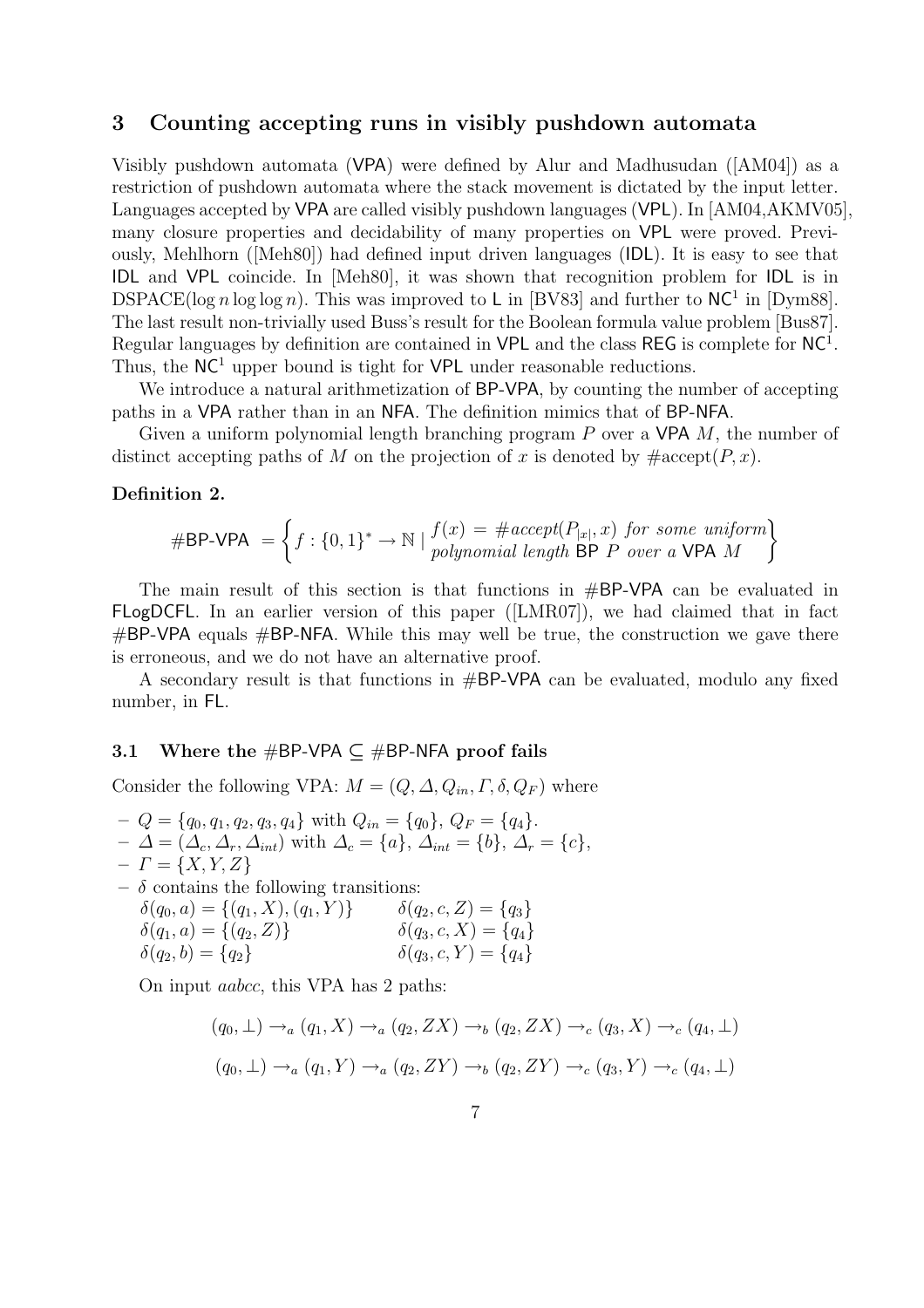## 3 Counting accepting runs in visibly pushdown automata

Visibly pushdown automata (VPA) were defined by Alur and Madhusudan ([AM04]) as a restriction of pushdown automata where the stack movement is dictated by the input letter. Languages accepted by VPA are called visibly pushdown languages (VPL). In [AM04,AKMV05], many closure properties and decidability of many properties on VPL were proved. Previously, Mehlhorn ([Meh80]) had defined input driven languages (IDL). It is easy to see that IDL and VPL coincide. In [Meh80], it was shown that recognition problem for IDL is in DSPACE($\log n \log\log n$). This was improved to L in [BV83] and further to $NC^1$ in [Dym88]. The last result non-trivially used Buss's result for the Boolean formula value problem [Bus87]. Regular languages by definition are contained in VPL and the class REG is complete for $NC^1$. Thus, the $NC^1$ upper bound is tight for VPL under reasonable reductions.

We introduce a natural arithmetization of BP-VPA, by counting the number of accepting paths in a VPA rather than in an NFA. The definition mimics that of BP-NFA.

Given a uniform polynomial length branching program $P$ over a VPA $M$, the number of distinct accepting paths of $M$ on the projection of $x$ is denoted by $\#\text{accept}(P, x)$.

**Definition 2.**

$$\#\mathsf{BP\text{-}VPA} = \left\{ f : \{0,1\}^* \to \mathbb{N} \mid \begin{array}{l} f(x) = \#accept(P_{|x|}, x) \textit{ for some uniform} \\ \textit{polynomial length } \mathsf{BP}\ P \textit{ over a } \mathsf{VPA}\ M \end{array} \right\}$$

The main result of this section is that functions in #BP-VPA can be evaluated in FLogDCFL. In an earlier version of this paper ([LMR07]), we had claimed that in fact #BP-VPA equals #BP-NFA. While this may well be true, the construction we gave there is erroneous, and we do not have an alternative proof.

A secondary result is that functions in #BP-VPA can be evaluated, modulo any fixed number, in FL.

### 3.1 Where the #BP-VPA $\subseteq$ #BP-NFA proof fails

Consider the following VPA: $M = (Q, \Delta, Q_{in}, \Gamma, \delta, Q_F)$ where

- $Q = \{q_0, q_1, q_2, q_3, q_4\}$ with $Q_{in} = \{q_0\}$, $Q_F = \{q_4\}$.
- $\Delta = (\Delta_c, \Delta_r, \Delta_{int})$ with $\Delta_c = \{a\}$, $\Delta_{int} = \{b\}$, $\Delta_r = \{c\}$,
- $\Gamma = \{X, Y, Z\}$
- $\delta$ contains the following transitions:
  - $\delta(q_0, a) = \{(q_1, X), (q_1, Y)\}$
  - $\delta(q_1, a) = \{(q_2, Z)\}$
  - $\delta(q_2, b) = \{q_2\}$
  - $\delta(q_2, c, Z) = \{q_3\}$
  - $\delta(q_3, c, X) = \{q_4\}$
  - $\delta(q_3, c, Y) = \{q_4\}$

On input $aabcc$, this VPA has 2 paths:

$$(q_0, \bot) \to_a (q_1, X) \to_a (q_2, ZX) \to_b (q_2, ZX) \to_c (q_3, X) \to_c (q_4, \bot)$$

$$(q_0, \bot) \to_a (q_1, Y) \to_a (q_2, ZY) \to_b (q_2, ZY) \to_c (q_3, Y) \to_c (q_4, \bot)$$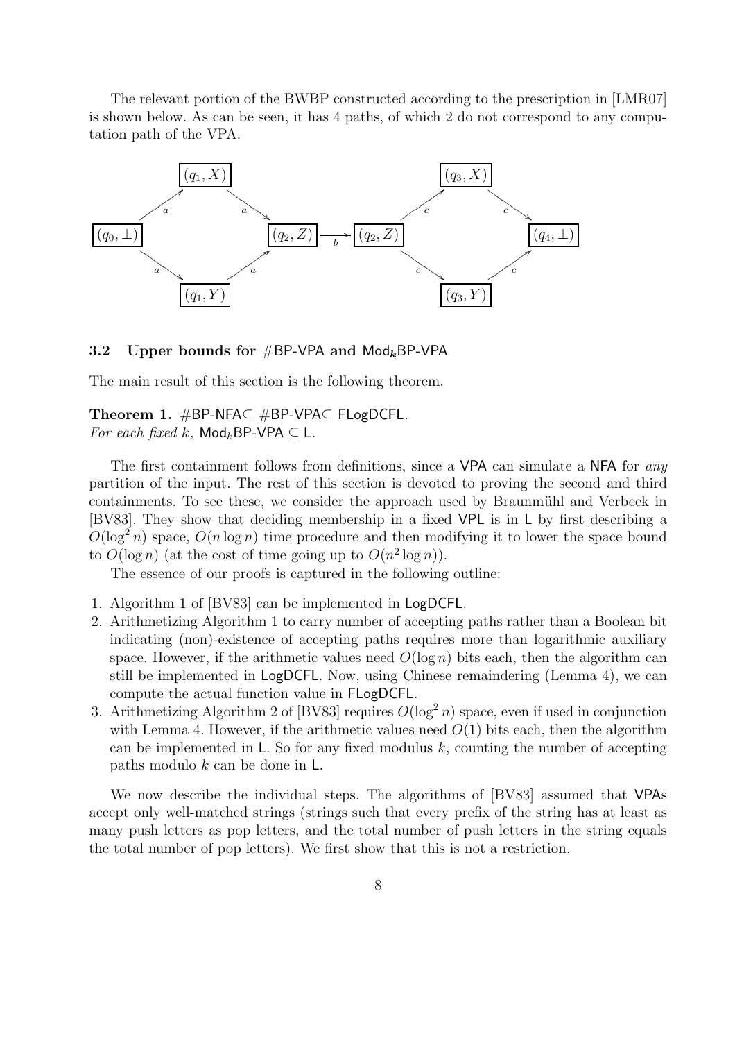The relevant portion of the BWBP constructed according to the prescription in [LMR07] is shown below. As can be seen, it has 4 paths, of which 2 do not correspond to any computation path of the VPA.

### 3.2 Upper bounds for #BP-VPA and Mod$_k$BP-VPA

The main result of this section is the following theorem.

**Theorem 1.** #BP-NFA$\subseteq$ #BP-VPA$\subseteq$ FLogDCFL.
*For each fixed* $k$*,* Mod$_k$BP-VPA $\subseteq$ L.

The first containment follows from definitions, since a VPA can simulate a NFA for *any* partition of the input. The rest of this section is devoted to proving the second and third containments. To see these, we consider the approach used by Braunmühl and Verbeek in [BV83]. They show that deciding membership in a fixed VPL is in L by first describing a $O(\log^2 n)$ space, $O(n \log n)$ time procedure and then modifying it to lower the space bound to $O(\log n)$ (at the cost of time going up to $O(n^2 \log n)$).

The essence of our proofs is captured in the following outline:

1. Algorithm 1 of [BV83] can be implemented in LogDCFL.
2. Arithmetizing Algorithm 1 to carry number of accepting paths rather than a Boolean bit indicating (non)-existence of accepting paths requires more than logarithmic auxiliary space. However, if the arithmetic values need $O(\log n)$ bits each, then the algorithm can still be implemented in LogDCFL. Now, using Chinese remaindering (Lemma 4), we can compute the actual function value in FLogDCFL.
3. Arithmetizing Algorithm 2 of [BV83] requires $O(\log^2 n)$ space, even if used in conjunction with Lemma 4. However, if the arithmetic values need $O(1)$ bits each, then the algorithm can be implemented in L. So for any fixed modulus $k$, counting the number of accepting paths modulo $k$ can be done in L.

We now describe the individual steps. The algorithms of [BV83] assumed that VPAs accept only well-matched strings (strings such that every prefix of the string has at least as many push letters as pop letters, and the total number of push letters in the string equals the total number of pop letters). We first show that this is not a restriction.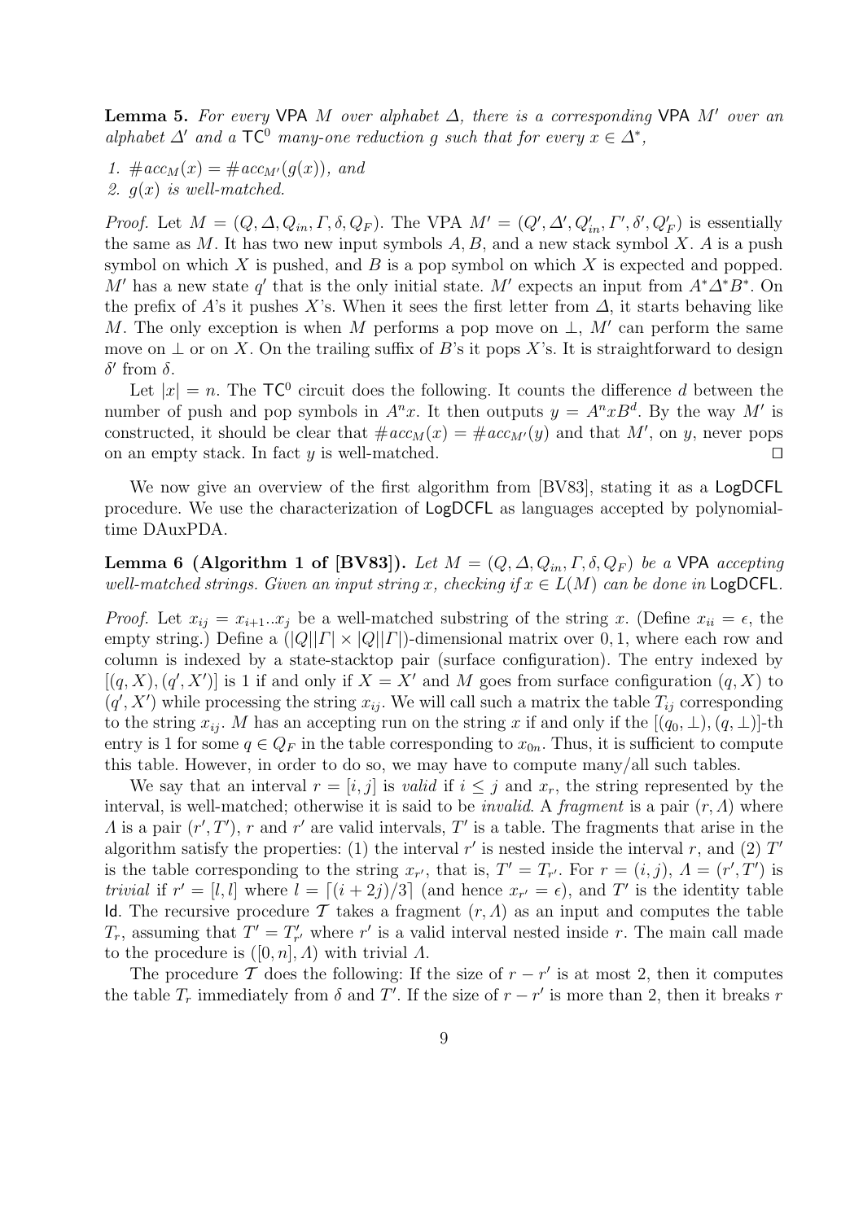**Lemma 5.** *For every* VPA $M$ *over alphabet* $\Delta$*, there is a corresponding* VPA $M'$ *over an alphabet* $\Delta'$ *and a* $\mathsf{TC}^0$ *many-one reduction* $g$ *such that for every* $x \in \Delta^*$*,*

1. $\#acc_M(x) = \#acc_{M'}(g(x))$*, and*
2. $g(x)$ *is well-matched.*

*Proof.* Let $M = (Q, \Delta, Q_{in}, \Gamma, \delta, Q_F)$. The VPA $M' = (Q', \Delta', Q'_{in}, \Gamma', \delta', Q'_F)$ is essentially the same as $M$. It has two new input symbols $A, B$, and a new stack symbol $X$. $A$ is a push symbol on which $X$ is pushed, and $B$ is a pop symbol on which $X$ is expected and popped. $M'$ has a new state $q'$ that is the only initial state. $M'$ expects an input from $A^*\Delta^*B^*$. On the prefix of $A$'s it pushes $X$'s. When it sees the first letter from $\Delta$, it starts behaving like $M$. The only exception is when $M$ performs a pop move on $\perp$, $M'$ can perform the same move on $\perp$ or on $X$. On the trailing suffix of $B$'s it pops $X$'s. It is straightforward to design $\delta'$ from $\delta$.

Let $|x| = n$. The $\mathsf{TC}^0$ circuit does the following. It counts the difference $d$ between the number of push and pop symbols in $A^n x$. It then outputs $y = A^n x B^d$. By the way $M'$ is constructed, it should be clear that $\#acc_M(x) = \#acc_{M'}(y)$ and that $M'$, on $y$, never pops on an empty stack. In fact $y$ is well-matched. ◻

We now give an overview of the first algorithm from [BV83], stating it as a $\mathsf{LogDCFL}$ procedure. We use the characterization of $\mathsf{LogDCFL}$ as languages accepted by polynomial-time DAuxPDA.

**Lemma 6 (Algorithm 1 of [BV83]).** *Let* $M = (Q, \Delta, Q_{in}, \Gamma, \delta, Q_F)$ *be a* VPA *accepting well-matched strings. Given an input string* $x$*, checking if* $x \in L(M)$ *can be done in* $\mathsf{LogDCFL}$.

*Proof.* Let $x_{ij} = x_{i+1}..x_j$ be a well-matched substring of the string $x$. (Define $x_{ii} = \epsilon$, the empty string.) Define a $(|Q||\Gamma| \times |Q||\Gamma|)$-dimensional matrix over $0, 1$, where each row and column is indexed by a state-stacktop pair (surface configuration). The entry indexed by $[(q, X), (q', X')]$ is 1 if and only if $X = X'$ and $M$ goes from surface configuration $(q, X)$ to $(q', X')$ while processing the string $x_{ij}$. We will call such a matrix the table $T_{ij}$ corresponding to the string $x_{ij}$. $M$ has an accepting run on the string $x$ if and only if the $[(q_0, \perp), (q, \perp)]$-th entry is 1 for some $q \in Q_F$ in the table corresponding to $x_{0n}$. Thus, it is sufficient to compute this table. However, in order to do so, we may have to compute many/all such tables.

We say that an interval $r = [i, j]$ is *valid* if $i \le j$ and $x_r$, the string represented by the interval, is well-matched; otherwise it is said to be *invalid*. A *fragment* is a pair $(r, \Lambda)$ where $\Lambda$ is a pair $(r', T')$, $r$ and $r'$ are valid intervals, $T'$ is a table. The fragments that arise in the algorithm satisfy the properties: (1) the interval $r'$ is nested inside the interval $r$, and (2) $T'$ is the table corresponding to the string $x_{r'}$, that is, $T' = T_{r'}$. For $r = (i, j)$, $\Lambda = (r', T')$ is *trivial* if $r' = [l, l]$ where $l = \lceil (i + 2j)/3 \rceil$ (and hence $x_{r'} = \epsilon$), and $T'$ is the identity table $\mathsf{Id}$. The recursive procedure $\mathcal{T}$ takes a fragment $(r, \Lambda)$ as an input and computes the table $T_r$, assuming that $T' = T'_{r'}$ where $r'$ is a valid interval nested inside $r$. The main call made to the procedure is $([0, n], \Lambda)$ with trivial $\Lambda$.

The procedure $\mathcal{T}$ does the following: If the size of $r - r'$ is at most 2, then it computes the table $T_r$ immediately from $\delta$ and $T'$. If the size of $r - r'$ is more than 2, then it breaks $r$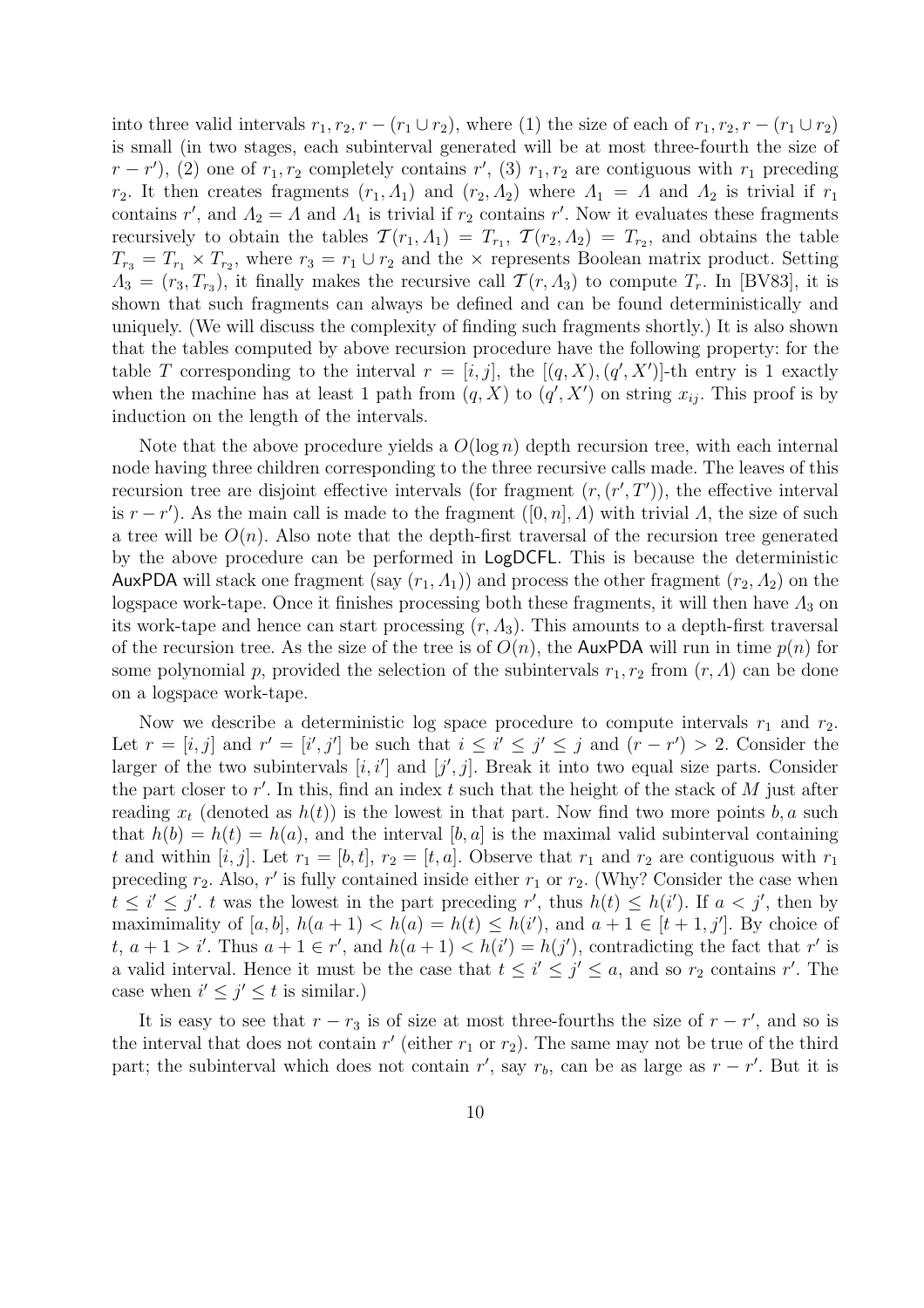into three valid intervals $r_1, r_2, r - (r_1 \cup r_2)$, where (1) the size of each of $r_1, r_2, r - (r_1 \cup r_2)$ is small (in two stages, each subinterval generated will be at most three-fourth the size of $r - r'$), (2) one of $r_1, r_2$ completely contains $r'$, (3) $r_1, r_2$ are contiguous with $r_1$ preceding $r_2$. It then creates fragments $(r_1, \Lambda_1)$ and $(r_2, \Lambda_2)$ where $\Lambda_1 = \Lambda$ and $\Lambda_2$ is trivial if $r_1$ contains $r'$, and $\Lambda_2 = \Lambda$ and $\Lambda_1$ is trivial if $r_2$ contains $r'$. Now it evaluates these fragments recursively to obtain the tables $\mathcal{T}(r_1, \Lambda_1) = T_{r_1}$, $\mathcal{T}(r_2, \Lambda_2) = T_{r_2}$, and obtains the table $T_{r_3} = T_{r_1} \times T_{r_2}$, where $r_3 = r_1 \cup r_2$ and the $\times$ represents Boolean matrix product. Setting $\Lambda_3 = (r_3, T_{r_3})$, it finally makes the recursive call $\mathcal{T}(r, \Lambda_3)$ to compute $T_r$. In [BV83], it is shown that such fragments can always be defined and can be found deterministically and uniquely. (We will discuss the complexity of finding such fragments shortly.) It is also shown that the tables computed by above recursion procedure have the following property: for the table $T$ corresponding to the interval $r = [i, j]$, the $[(q, X), (q', X')]$-th entry is 1 exactly when the machine has at least 1 path from $(q, X)$ to $(q', X')$ on string $x_{ij}$. This proof is by induction on the length of the intervals.

Note that the above procedure yields a $O(\log n)$ depth recursion tree, with each internal node having three children corresponding to the three recursive calls made. The leaves of this recursion tree are disjoint effective intervals (for fragment $(r, (r', T'))$, the effective interval is $r - r'$). As the main call is made to the fragment $([0, n], \Lambda)$ with trivial $\Lambda$, the size of such a tree will be $O(n)$. Also note that the depth-first traversal of the recursion tree generated by the above procedure can be performed in LogDCFL. This is because the deterministic AuxPDA will stack one fragment (say $(r_1, \Lambda_1)$) and process the other fragment $(r_2, \Lambda_2)$ on the logspace work-tape. Once it finishes processing both these fragments, it will then have $\Lambda_3$ on its work-tape and hence can start processing $(r, \Lambda_3)$. This amounts to a depth-first traversal of the recursion tree. As the size of the tree is of $O(n)$, the AuxPDA will run in time $p(n)$ for some polynomial $p$, provided the selection of the subintervals $r_1, r_2$ from $(r, \Lambda)$ can be done on a logspace work-tape.

Now we describe a deterministic log space procedure to compute intervals $r_1$ and $r_2$. Let $r = [i, j]$ and $r' = [i', j']$ be such that $i \le i' \le j' \le j$ and $(r - r') > 2$. Consider the larger of the two subintervals $[i, i']$ and $[j', j]$. Break it into two equal size parts. Consider the part closer to $r'$. In this, find an index $t$ such that the height of the stack of $M$ just after reading $x_t$ (denoted as $h(t)$) is the lowest in that part. Now find two more points $b, a$ such that $h(b) = h(t) = h(a)$, and the interval $[b, a]$ is the maximal valid subinterval containing $t$ and within $[i, j]$. Let $r_1 = [b, t]$, $r_2 = [t, a]$. Observe that $r_1$ and $r_2$ are contiguous with $r_1$ preceding $r_2$. Also, $r'$ is fully contained inside either $r_1$ or $r_2$. (Why? Consider the case when $t \le i' \le j'$. $t$ was the lowest in the part preceding $r'$, thus $h(t) \le h(i')$. If $a < j'$, then by maximimality of $[a, b]$, $h(a+1) < h(a) = h(t) \le h(i')$, and $a + 1 \in [t+1, j']$. By choice of $t$, $a + 1 > i'$. Thus $a + 1 \in r'$, and $h(a+1) < h(i') = h(j')$, contradicting the fact that $r'$ is a valid interval. Hence it must be the case that $t \le i' \le j' \le a$, and so $r_2$ contains $r'$. The case when $i' \le j' \le t$ is similar.)

It is easy to see that $r - r_3$ is of size at most three-fourths the size of $r - r'$, and so is the interval that does not contain $r'$ (either $r_1$ or $r_2$). The same may not be true of the third part; the subinterval which does not contain $r'$, say $r_b$, can be as large as $r - r'$. But it is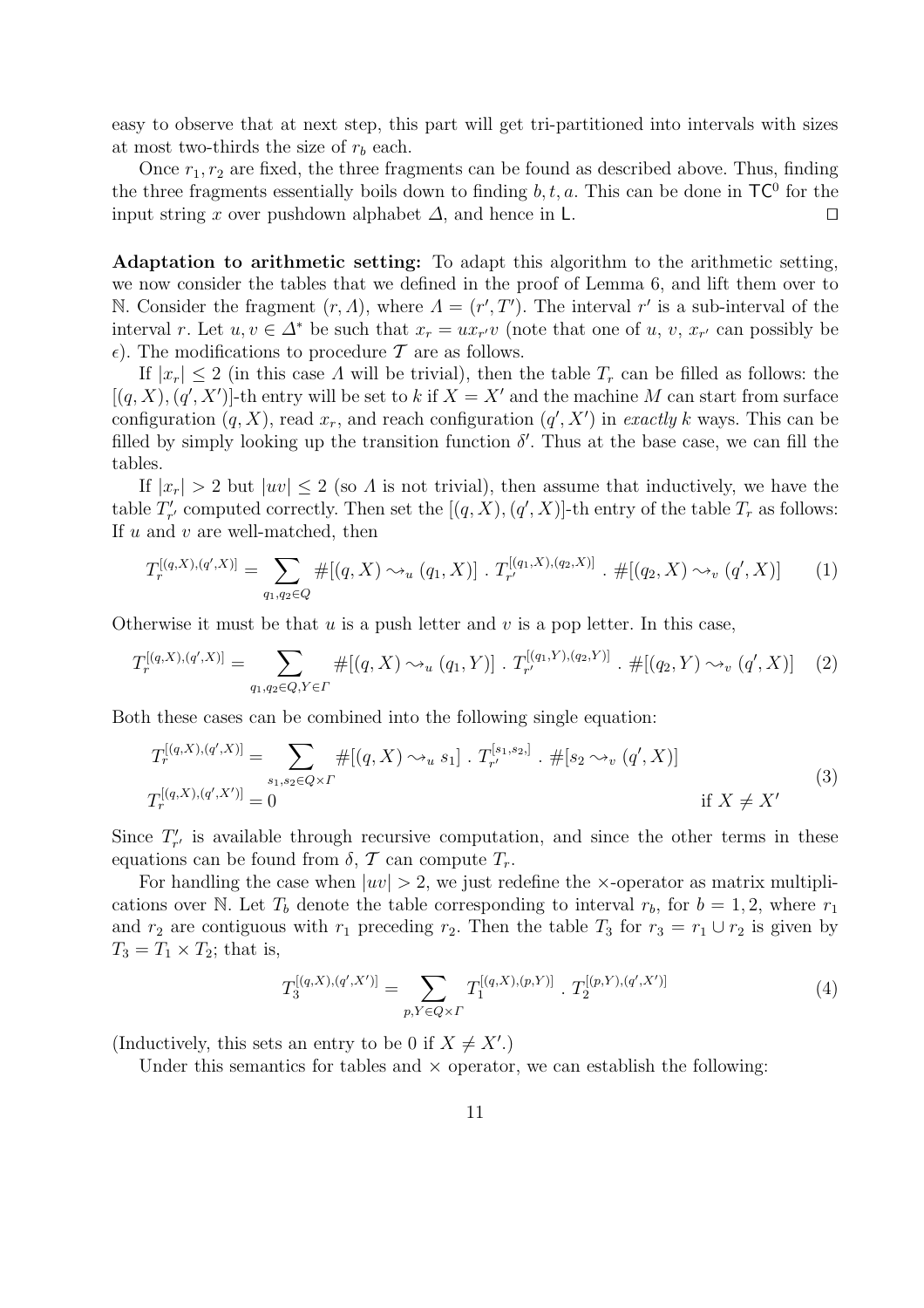easy to observe that at next step, this part will get tri-partitioned into intervals with sizes at most two-thirds the size of $r_b$ each.

Once $r_1, r_2$ are fixed, the three fragments can be found as described above. Thus, finding the three fragments essentially boils down to finding $b, t, a$. This can be done in $\mathsf{TC}^0$ for the input string $x$ over pushdown alphabet $\Delta$, and hence in $\mathsf{L}$. $\square$

**Adaptation to arithmetic setting:** To adapt this algorithm to the arithmetic setting, we now consider the tables that we defined in the proof of Lemma 6, and lift them over to $\mathbb{N}$. Consider the fragment $(r, \Lambda)$, where $\Lambda = (r', T')$. The interval $r'$ is a sub-interval of the interval $r$. Let $u, v \in \Delta^*$ be such that $x_r = u x_{r'} v$ (note that one of $u$, $v$, $x_{r'}$ can possibly be $\epsilon$). The modifications to procedure $\mathcal{T}$ are as follows.

If $|x_r| \leq 2$ (in this case $\Lambda$ will be trivial), then the table $T_r$ can be filled as follows: the $[(q, X), (q', X')]$-th entry will be set to $k$ if $X = X'$ and the machine $M$ can start from surface configuration $(q, X)$, read $x_r$, and reach configuration $(q', X')$ in *exactly* $k$ ways. This can be filled by simply looking up the transition function $\delta'$. Thus at the base case, we can fill the tables.

If $|x_r| > 2$ but $|uv| \leq 2$ (so $\Lambda$ is not trivial), then assume that inductively, we have the table $T'_{r'}$ computed correctly. Then set the $[(q, X), (q', X)]$-th entry of the table $T_r$ as follows: If $u$ and $v$ are well-matched, then

$$T_r^{[(q,X),(q',X)]} = \sum_{q_1, q_2 \in Q} \#[(q, X) \rightsquigarrow_u (q_1, X)] \ . \ T_{r'}^{[(q_1,X),(q_2,X)]} \ . \ \#[(q_2, X) \rightsquigarrow_v (q', X)] \qquad (1)$$

Otherwise it must be that $u$ is a push letter and $v$ is a pop letter. In this case,

$$T_r^{[(q,X),(q',X)]} = \sum_{q_1, q_2 \in Q, Y \in \Gamma} \#[(q, X) \rightsquigarrow_u (q_1, Y)] \ . \ T_{r'}^{[(q_1,Y),(q_2,Y)]} \ . \ \#[(q_2, Y) \rightsquigarrow_v (q', X)] \qquad (2)$$

Both these cases can be combined into the following single equation:

$$\begin{aligned} T_r^{[(q,X),(q',X)]} &= \sum_{s_1, s_2 \in Q \times \Gamma} \#[(q, X) \rightsquigarrow_u s_1] \ . \ T_{r'}^{[s_1, s_2,]} \ . \ \#[s_2 \rightsquigarrow_v (q', X)] \\ T_r^{[(q,X),(q',X')]} &= 0 \qquad\qquad\qquad\qquad\qquad\qquad\qquad\qquad\qquad \text{if } X \neq X' \end{aligned} \qquad (3)$$

Since $T'_{r'}$ is available through recursive computation, and since the other terms in these equations can be found from $\delta$, $\mathcal{T}$ can compute $T_r$.

For handling the case when $|uv| > 2$, we just redefine the $\times$-operator as matrix multiplications over $\mathbb{N}$. Let $T_b$ denote the table corresponding to interval $r_b$, for $b = 1, 2$, where $r_1$ and $r_2$ are contiguous with $r_1$ preceding $r_2$. Then the table $T_3$ for $r_3 = r_1 \cup r_2$ is given by $T_3 = T_1 \times T_2$; that is,

$$T_3^{[(q,X),(q',X')]} = \sum_{p, Y \in Q \times \Gamma} T_1^{[(q,X),(p,Y)]} \ . \ T_2^{[(p,Y),(q',X')]} \qquad (4)$$

(Inductively, this sets an entry to be 0 if $X \neq X'$.)

Under this semantics for tables and $\times$ operator, we can establish the following: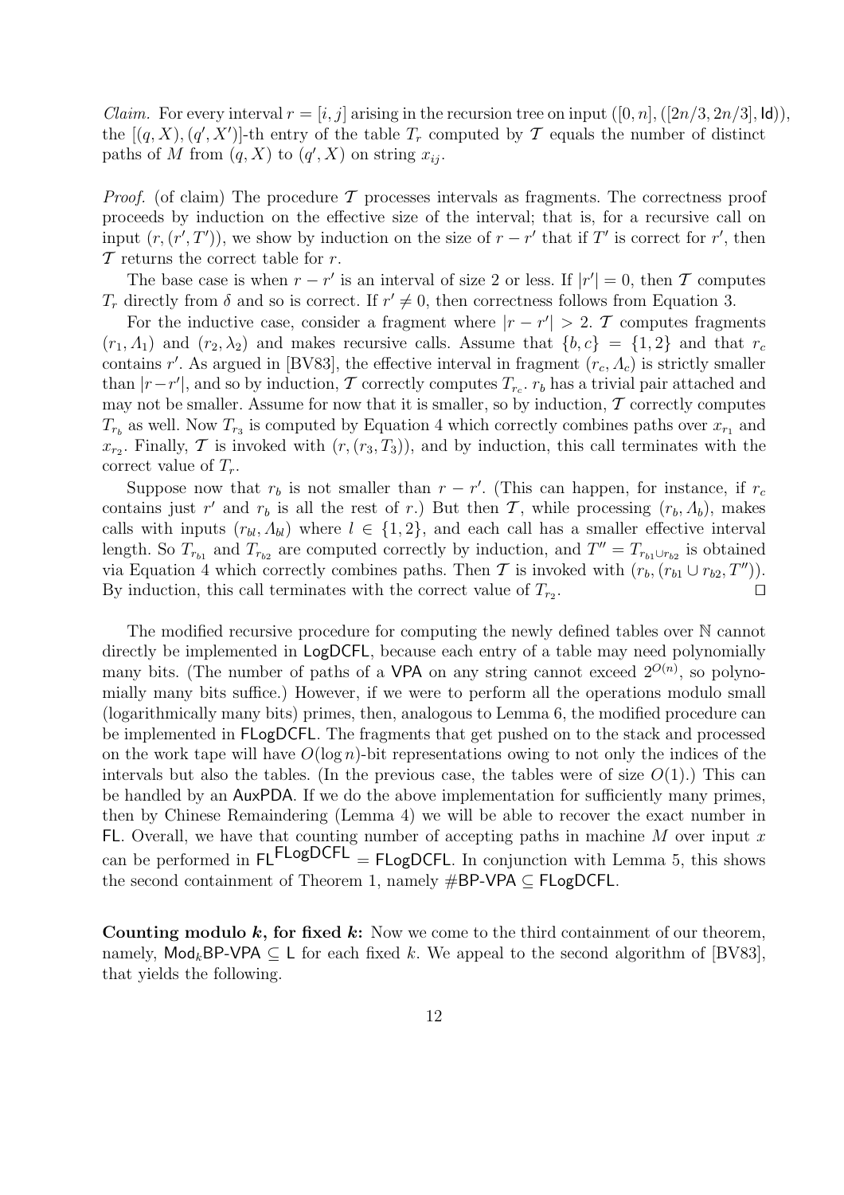*Claim.* For every interval $r = [i, j]$ arising in the recursion tree on input $([0, n], ([2n/3, 2n/3], \mathsf{Id}))$, the $[(q, X), (q', X')]$-th entry of the table $T_r$ computed by $\mathcal{T}$ equals the number of distinct paths of $M$ from $(q, X)$ to $(q', X)$ on string $x_{ij}$.

*Proof.* (of claim) The procedure $\mathcal{T}$ processes intervals as fragments. The correctness proof proceeds by induction on the effective size of the interval; that is, for a recursive call on input $(r, (r', T'))$, we show by induction on the size of $r - r'$ that if $T'$ is correct for $r'$, then $\mathcal{T}$ returns the correct table for $r$.

The base case is when $r - r'$ is an interval of size 2 or less. If $|r'| = 0$, then $\mathcal{T}$ computes $T_r$ directly from $\delta$ and so is correct. If $r' \neq 0$, then correctness follows from Equation 3.

For the inductive case, consider a fragment where $|r - r'| > 2$. $\mathcal{T}$ computes fragments $(r_1, \Lambda_1)$ and $(r_2, \lambda_2)$ and makes recursive calls. Assume that $\{b, c\} = \{1, 2\}$ and that $r_c$ contains $r'$. As argued in [BV83], the effective interval in fragment $(r_c, \Lambda_c)$ is strictly smaller than $|r - r'|$, and so by induction, $\mathcal{T}$ correctly computes $T_{r_c}$. $r_b$ has a trivial pair attached and may not be smaller. Assume for now that it is smaller, so by induction, $\mathcal{T}$ correctly computes $T_{r_b}$ as well. Now $T_{r_3}$ is computed by Equation 4 which correctly combines paths over $x_{r_1}$ and $x_{r_2}$. Finally, $\mathcal{T}$ is invoked with $(r, (r_3, T_3))$, and by induction, this call terminates with the correct value of $T_r$.

Suppose now that $r_b$ is not smaller than $r - r'$. (This can happen, for instance, if $r_c$ contains just $r'$ and $r_b$ is all the rest of $r$.) But then $\mathcal{T}$, while processing $(r_b, \Lambda_b)$, makes calls with inputs $(r_{bl}, \Lambda_{bl})$ where $l \in \{1, 2\}$, and each call has a smaller effective interval length. So $T_{r_{b1}}$ and $T_{r_{b2}}$ are computed correctly by induction, and $T'' = T_{r_{b1} \cup r_{b2}}$ is obtained via Equation 4 which correctly combines paths. Then $\mathcal{T}$ is invoked with $(r_b, (r_{b1} \cup r_{b2}, T''))$. By induction, this call terminates with the correct value of $T_{r_2}$. $\square$

The modified recursive procedure for computing the newly defined tables over $\mathbb{N}$ cannot directly be implemented in $\mathsf{LogDCFL}$, because each entry of a table may need polynomially many bits. (The number of paths of a $\mathsf{VPA}$ on any string cannot exceed $2^{O(n)}$, so polynomially many bits suffice.) However, if we were to perform all the operations modulo small (logarithmically many bits) primes, then, analogous to Lemma 6, the modified procedure can be implemented in $\mathsf{FLogDCFL}$. The fragments that get pushed on to the stack and processed on the work tape will have $O(\log n)$-bit representations owing to not only the indices of the intervals but also the tables. (In the previous case, the tables were of size $O(1)$.) This can be handled by an $\mathsf{AuxPDA}$. If we do the above implementation for sufficiently many primes, then by Chinese Remaindering (Lemma 4) we will be able to recover the exact number in $\mathsf{FL}$. Overall, we have that counting number of accepting paths in machine $M$ over input $x$ can be performed in $\mathsf{FL}^{\mathsf{FLogDCFL}} = \mathsf{FLogDCFL}$. In conjunction with Lemma 5, this shows the second containment of Theorem 1, namely $\#\mathsf{BP\text{-}VPA} \subseteq \mathsf{FLogDCFL}$.

**Counting modulo $k$, for fixed $k$:** Now we come to the third containment of our theorem, namely, $\mathsf{Mod}_k\mathsf{BP\text{-}VPA} \subseteq \mathsf{L}$ for each fixed $k$. We appeal to the second algorithm of [BV83], that yields the following.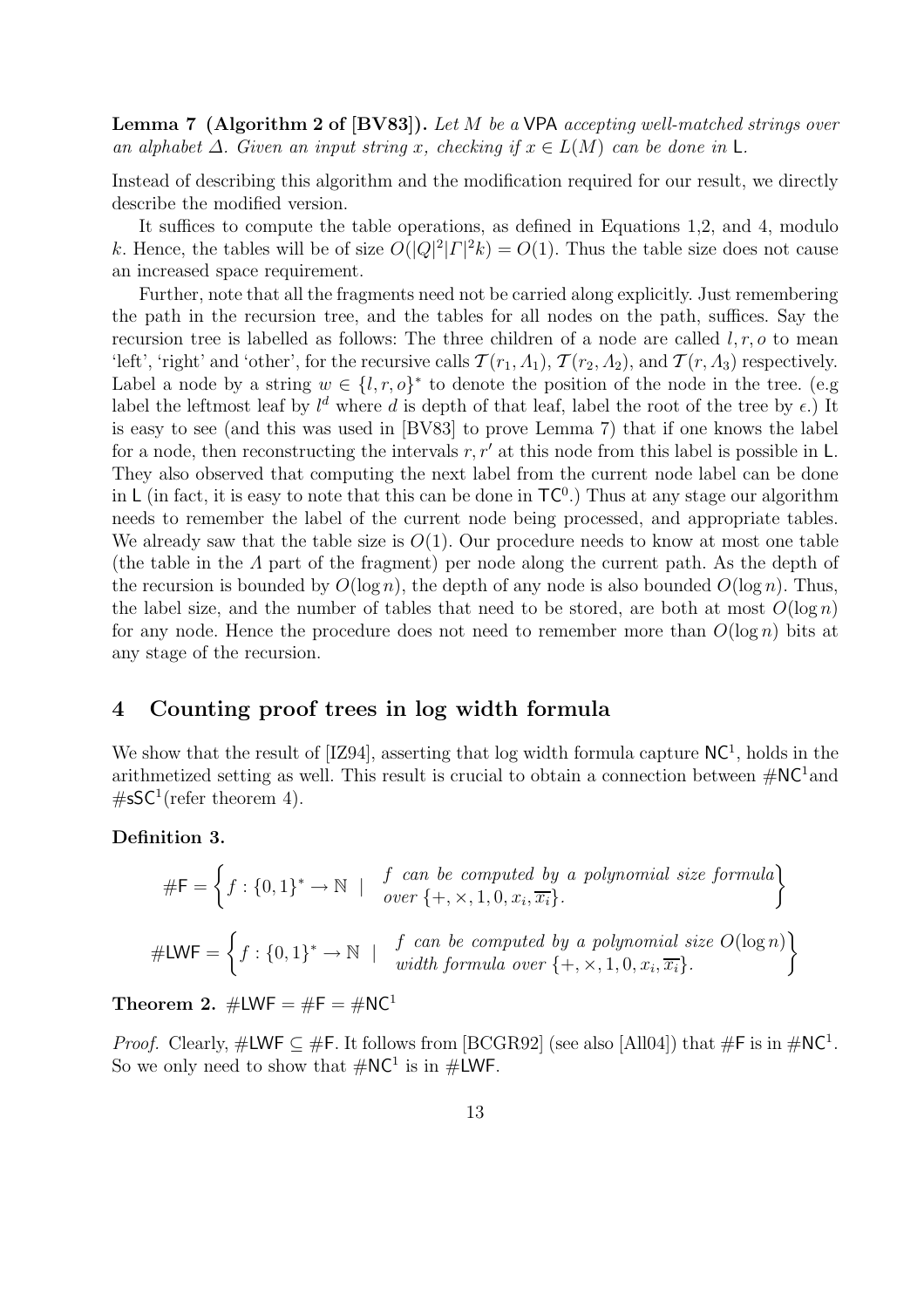**Lemma 7 (Algorithm 2 of [BV83]).** *Let $M$ be a* VPA *accepting well-matched strings over an alphabet $\Delta$. Given an input string $x$, checking if $x \in L(M)$ can be done in* L*.*

Instead of describing this algorithm and the modification required for our result, we directly describe the modified version.

It suffices to compute the table operations, as defined in Equations 1,2, and 4, modulo $k$. Hence, the tables will be of size $O(|Q|^2|\Gamma|^2k) = O(1)$. Thus the table size does not cause an increased space requirement.

Further, note that all the fragments need not be carried along explicitly. Just remembering the path in the recursion tree, and the tables for all nodes on the path, suffices. Say the recursion tree is labelled as follows: The three children of a node are called $l, r, o$ to mean 'left', 'right' and 'other', for the recursive calls $\mathcal{T}(r_1, \Lambda_1)$, $\mathcal{T}(r_2, \Lambda_2)$, and $\mathcal{T}(r, \Lambda_3)$ respectively. Label a node by a string $w \in \{l, r, o\}^*$ to denote the position of the node in the tree. (e.g label the leftmost leaf by $l^d$ where $d$ is depth of that leaf, label the root of the tree by $\epsilon$.) It is easy to see (and this was used in [BV83] to prove Lemma 7) that if one knows the label for a node, then reconstructing the intervals $r, r'$ at this node from this label is possible in L. They also observed that computing the next label from the current node label can be done in L (in fact, it is easy to note that this can be done in $\mathsf{TC}^0$.) Thus at any stage our algorithm needs to remember the label of the current node being processed, and appropriate tables. We already saw that the table size is $O(1)$. Our procedure needs to know at most one table (the table in the $\Lambda$ part of the fragment) per node along the current path. As the depth of the recursion is bounded by $O(\log n)$, the depth of any node is also bounded $O(\log n)$. Thus, the label size, and the number of tables that need to be stored, are both at most $O(\log n)$ for any node. Hence the procedure does not need to remember more than $O(\log n)$ bits at any stage of the recursion.

## 4 Counting proof trees in log width formula

We show that the result of [IZ94], asserting that log width formula capture $\mathsf{NC}^1$, holds in the arithmetized setting as well. This result is crucial to obtain a connection between $\#\mathsf{NC}^1$and $\#\mathsf{sSC}^1$(refer theorem 4).

**Definition 3.**

$$\#\mathsf{F} = \left\{ f : \{0,1\}^* \to \mathbb{N} \;\;|\;\; \begin{array}{l} f \text{ can be computed by a polynomial size formula} \\ \text{over } \{+, \times, 1, 0, x_i, \overline{x_i}\}. \end{array} \right\}$$

$$\#\mathsf{LWF} = \left\{ f : \{0,1\}^* \to \mathbb{N} \;\;|\;\; \begin{array}{l} f \text{ can be computed by a polynomial size } O(\log n) \\ \text{width formula over } \{+, \times, 1, 0, x_i, \overline{x_i}\}. \end{array} \right\}$$

**Theorem 2.** $\#\mathsf{LWF} = \#\mathsf{F} = \#\mathsf{NC}^1$

*Proof.* Clearly, $\#\mathsf{LWF} \subseteq \#\mathsf{F}$. It follows from [BCGR92] (see also [All04]) that $\#\mathsf{F}$ is in $\#\mathsf{NC}^1$. So we only need to show that $\#\mathsf{NC}^1$ is in $\#\mathsf{LWF}$.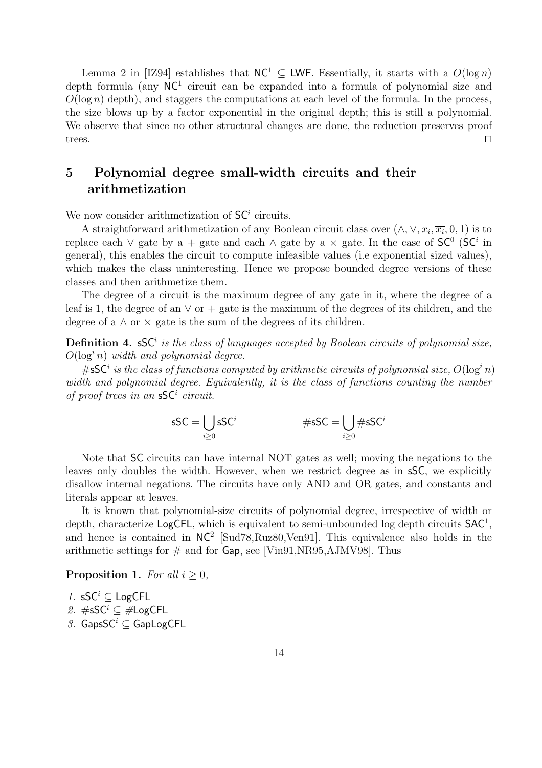Lemma 2 in [IZ94] establishes that $\mathsf{NC}^1 \subseteq \mathsf{LWF}$. Essentially, it starts with a $O(\log n)$ depth formula (any $\mathsf{NC}^1$ circuit can be expanded into a formula of polynomial size and $O(\log n)$ depth), and staggers the computations at each level of the formula. In the process, the size blows up by a factor exponential in the original depth; this is still a polynomial. We observe that since no other structural changes are done, the reduction preserves proof trees. $\square$

## 5 Polynomial degree small-width circuits and their arithmetization

We now consider arithmetization of $\mathsf{SC}^i$ circuits.

A straightforward arithmetization of any Boolean circuit class over $(\wedge, \vee, x_i, \overline{x_i}, 0, 1)$ is to replace each $\vee$ gate by a $+$ gate and each $\wedge$ gate by a $\times$ gate. In the case of $\mathsf{SC}^0$ ($\mathsf{SC}^i$ in general), this enables the circuit to compute infeasible values (i.e exponential sized values), which makes the class uninteresting. Hence we propose bounded degree versions of these classes and then arithmetize them.

The degree of a circuit is the maximum degree of any gate in it, where the degree of a leaf is 1, the degree of an $\vee$ or $+$ gate is the maximum of the degrees of its children, and the degree of a $\wedge$ or $\times$ gate is the sum of the degrees of its children.

**Definition 4.** *$\mathsf{sSC}^i$ is the class of languages accepted by Boolean circuits of polynomial size, $O(\log^i n)$ width and polynomial degree.*

*$\#\mathsf{sSC}^i$ is the class of functions computed by arithmetic circuits of polynomial size, $O(\log^i n)$ width and polynomial degree. Equivalently, it is the class of functions counting the number of proof trees in an $\mathsf{sSC}^i$ circuit.*

$$\mathsf{sSC} = \bigcup_{i \geq 0} \mathsf{sSC}^i \qquad\qquad \#\mathsf{sSC} = \bigcup_{i \geq 0} \#\mathsf{sSC}^i$$

Note that $\mathsf{SC}$ circuits can have internal NOT gates as well; moving the negations to the leaves only doubles the width. However, when we restrict degree as in $\mathsf{sSC}$, we explicitly disallow internal negations. The circuits have only AND and OR gates, and constants and literals appear at leaves.

It is known that polynomial-size circuits of polynomial degree, irrespective of width or depth, characterize $\mathsf{LogCFL}$, which is equivalent to semi-unbounded log depth circuits $\mathsf{SAC}^1$, and hence is contained in $\mathsf{NC}^2$ [Sud78,Ruz80,Ven91]. This equivalence also holds in the arithmetic settings for $\#$ and for $\mathsf{Gap}$, see [Vin91,NR95,AJMV98]. Thus

**Proposition 1.** *For all $i \geq 0$,*

1. $\mathsf{sSC}^i \subseteq \mathsf{LogCFL}$
2. $\#\mathsf{sSC}^i \subseteq \#\mathsf{LogCFL}$
3. $\mathsf{GapsSC}^i \subseteq \mathsf{GapLogCFL}$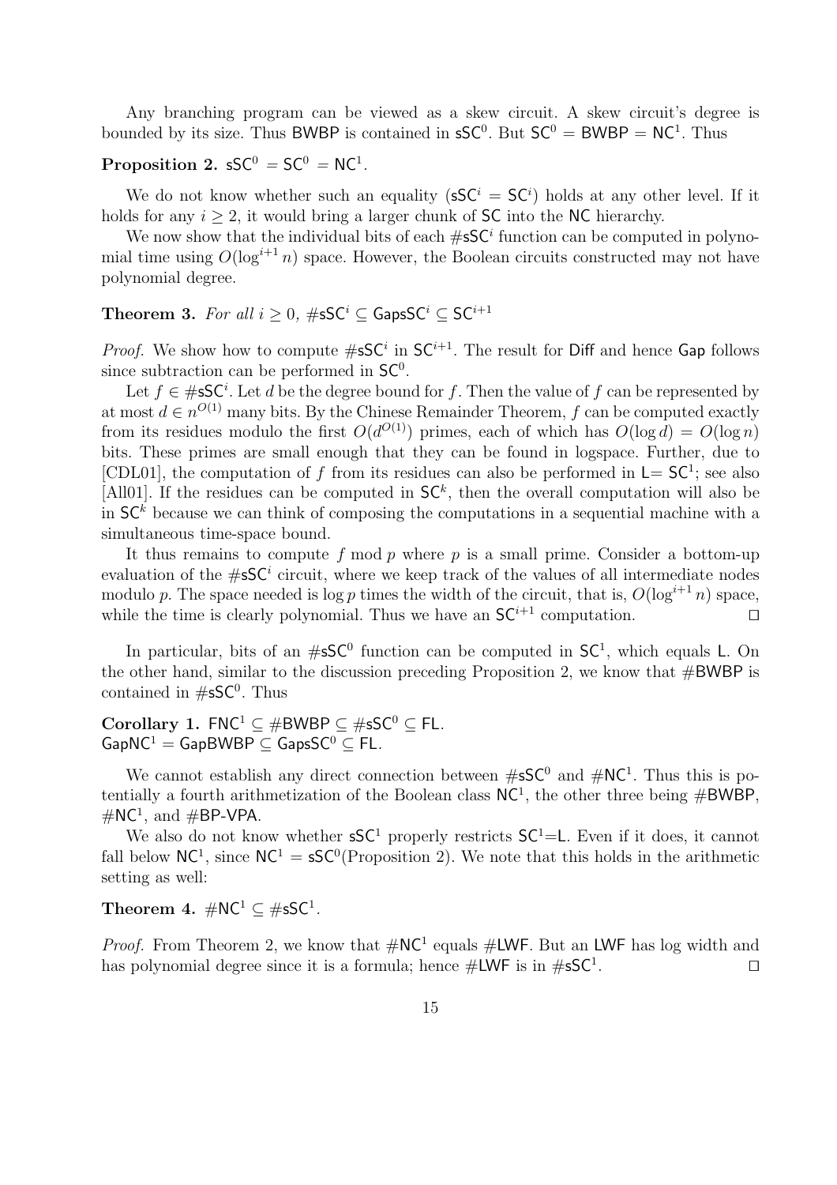Any branching program can be viewed as a skew circuit. A skew circuit's degree is bounded by its size. Thus $\mathsf{BWBP}$ is contained in $\mathsf{sSC}^0$. But $\mathsf{SC}^0 = \mathsf{BWBP} = \mathsf{NC}^1$. Thus

**Proposition 2.** $\mathsf{sSC}^0 = \mathsf{SC}^0 = \mathsf{NC}^1$.

We do not know whether such an equality ($\mathsf{sSC}^i = \mathsf{SC}^i$) holds at any other level. If it holds for any $i \geq 2$, it would bring a larger chunk of $\mathsf{SC}$ into the $\mathsf{NC}$ hierarchy.

We now show that the individual bits of each $\#\mathsf{sSC}^i$ function can be computed in polynomial time using $O(\log^{i+1} n)$ space. However, the Boolean circuits constructed may not have polynomial degree.

**Theorem 3.** *For all $i \geq 0$, $\#\mathsf{sSC}^i \subseteq \mathsf{GapsSC}^i \subseteq \mathsf{SC}^{i+1}$*

*Proof.* We show how to compute $\#\mathsf{sSC}^i$ in $\mathsf{SC}^{i+1}$. The result for $\mathsf{Diff}$ and hence $\mathsf{Gap}$ follows since subtraction can be performed in $\mathsf{SC}^0$.

Let $f \in \#\mathsf{sSC}^i$. Let $d$ be the degree bound for $f$. Then the value of $f$ can be represented by at most $d \in n^{O(1)}$ many bits. By the Chinese Remainder Theorem, $f$ can be computed exactly from its residues modulo the first $O(d^{O(1)})$ primes, each of which has $O(\log d) = O(\log n)$ bits. These primes are small enough that they can be found in logspace. Further, due to [CDL01], the computation of $f$ from its residues can also be performed in $\mathsf{L} = \mathsf{SC}^1$; see also [All01]. If the residues can be computed in $\mathsf{SC}^k$, then the overall computation will also be in $\mathsf{SC}^k$ because we can think of composing the computations in a sequential machine with a simultaneous time-space bound.

It thus remains to compute $f \bmod p$ where $p$ is a small prime. Consider a bottom-up evaluation of the $\#\mathsf{sSC}^i$ circuit, where we keep track of the values of all intermediate nodes modulo $p$. The space needed is $\log p$ times the width of the circuit, that is, $O(\log^{i+1} n)$ space, while the time is clearly polynomial. Thus we have an $\mathsf{SC}^{i+1}$ computation. ◻

In particular, bits of an $\#\mathsf{sSC}^0$ function can be computed in $\mathsf{SC}^1$, which equals $\mathsf{L}$. On the other hand, similar to the discussion preceding Proposition 2, we know that $\#\mathsf{BWBP}$ is contained in $\#\mathsf{sSC}^0$. Thus

**Corollary 1.** $\mathsf{FNC}^1 \subseteq \#\mathsf{BWBP} \subseteq \#\mathsf{sSC}^0 \subseteq \mathsf{FL}$.
$\mathsf{GapNC}^1 = \mathsf{GapBWBP} \subseteq \mathsf{GapsSC}^0 \subseteq \mathsf{FL}$.

We cannot establish any direct connection between $\#\mathsf{sSC}^0$ and $\#\mathsf{NC}^1$. Thus this is potentially a fourth arithmetization of the Boolean class $\mathsf{NC}^1$, the other three being $\#\mathsf{BWBP}$, $\#\mathsf{NC}^1$, and $\#\mathsf{BP\text{-}VPA}$.

We also do not know whether $\mathsf{sSC}^1$ properly restricts $\mathsf{SC}^1$=$\mathsf{L}$. Even if it does, it cannot fall below $\mathsf{NC}^1$, since $\mathsf{NC}^1 = \mathsf{sSC}^0$(Proposition 2). We note that this holds in the arithmetic setting as well:

**Theorem 4.** $\#\mathsf{NC}^1 \subseteq \#\mathsf{sSC}^1$.

*Proof.* From Theorem 2, we know that $\#\mathsf{NC}^1$ equals $\#\mathsf{LWF}$. But an $\mathsf{LWF}$ has log width and has polynomial degree since it is a formula; hence $\#\mathsf{LWF}$ is in $\#\mathsf{sSC}^1$. ◻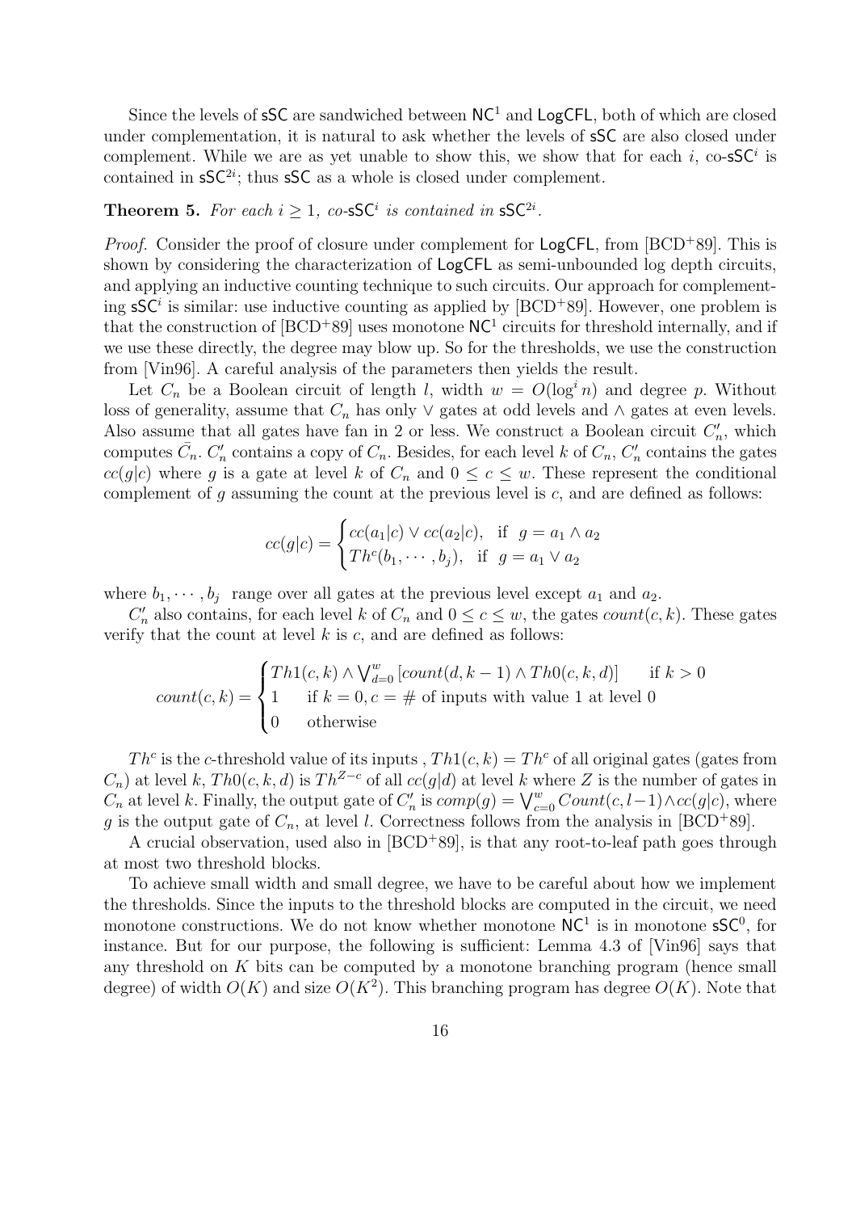Since the levels of sSC are sandwiched between $\mathsf{NC}^1$ and LogCFL, both of which are closed under complementation, it is natural to ask whether the levels of sSC are also closed under complement. While we are as yet unable to show this, we show that for each $i$, co-$\mathsf{sSC}^i$ is contained in $\mathsf{sSC}^{2i}$; thus sSC as a whole is closed under complement.

**Theorem 5.** *For each $i \geq 1$, co-$\mathsf{sSC}^i$ is contained in $\mathsf{sSC}^{2i}$.*

*Proof.* Consider the proof of closure under complement for LogCFL, from [BCD+89]. This is shown by considering the characterization of LogCFL as semi-unbounded log depth circuits, and applying an inductive counting technique to such circuits. Our approach for complementing $\mathsf{sSC}^i$ is similar: use inductive counting as applied by [BCD+89]. However, one problem is that the construction of [BCD+89] uses monotone $\mathsf{NC}^1$ circuits for threshold internally, and if we use these directly, the degree may blow up. So for the thresholds, we use the construction from [Vin96]. A careful analysis of the parameters then yields the result.

Let $C_n$ be a Boolean circuit of length $l$, width $w = O(\log^i n)$ and degree $p$. Without loss of generality, assume that $C_n$ has only $\vee$ gates at odd levels and $\wedge$ gates at even levels. Also assume that all gates have fan in 2 or less. We construct a Boolean circuit $C'_n$, which computes $\bar{C}_n$. $C'_n$ contains a copy of $C_n$. Besides, for each level $k$ of $C_n$, $C'_n$ contains the gates $cc(g|c)$ where $g$ is a gate at level $k$ of $C_n$ and $0 \leq c \leq w$. These represent the conditional complement of $g$ assuming the count at the previous level is $c$, and are defined as follows:

$$cc(g|c) = \begin{cases} cc(a_1|c) \vee cc(a_2|c), & \text{if } \ g = a_1 \wedge a_2 \\ Th^c(b_1, \cdots, b_j), & \text{if } \ g = a_1 \vee a_2 \end{cases}$$

where $b_1, \cdots, b_j$ range over all gates at the previous level except $a_1$ and $a_2$.

$C'_n$ also contains, for each level $k$ of $C_n$ and $0 \leq c \leq w$, the gates $count(c, k)$. These gates verify that the count at level $k$ is $c$, and are defined as follows:

$$count(c,k) = \begin{cases} Th1(c,k) \wedge \bigvee_{d=0}^{w} \left[count(d,k-1) \wedge Th0(c,k,d)\right] & \text{if } k > 0 \\ 1 \quad \text{if } k = 0, c = \#\text{ of inputs with value 1 at level 0} \\ 0 \quad \text{otherwise} \end{cases}$$

$Th^c$ is the $c$-threshold value of its inputs , $Th1(c,k) = Th^c$ of all original gates (gates from $C_n$) at level $k$, $Th0(c,k,d)$ is $Th^{Z-c}$ of all $cc(g|d)$ at level $k$ where $Z$ is the number of gates in $C_n$ at level $k$. Finally, the output gate of $C'_n$ is $comp(g) = \bigvee_{c=0}^{w} Count(c, l-1) \wedge cc(g|c)$, where $g$ is the output gate of $C_n$, at level $l$. Correctness follows from the analysis in [BCD+89].

A crucial observation, used also in [BCD+89], is that any root-to-leaf path goes through at most two threshold blocks.

To achieve small width and small degree, we have to be careful about how we implement the thresholds. Since the inputs to the threshold blocks are computed in the circuit, we need monotone constructions. We do not know whether monotone $\mathsf{NC}^1$ is in monotone $\mathsf{sSC}^0$, for instance. But for our purpose, the following is sufficient: Lemma 4.3 of [Vin96] says that any threshold on $K$ bits can be computed by a monotone branching program (hence small degree) of width $O(K)$ and size $O(K^2)$. This branching program has degree $O(K)$. Note that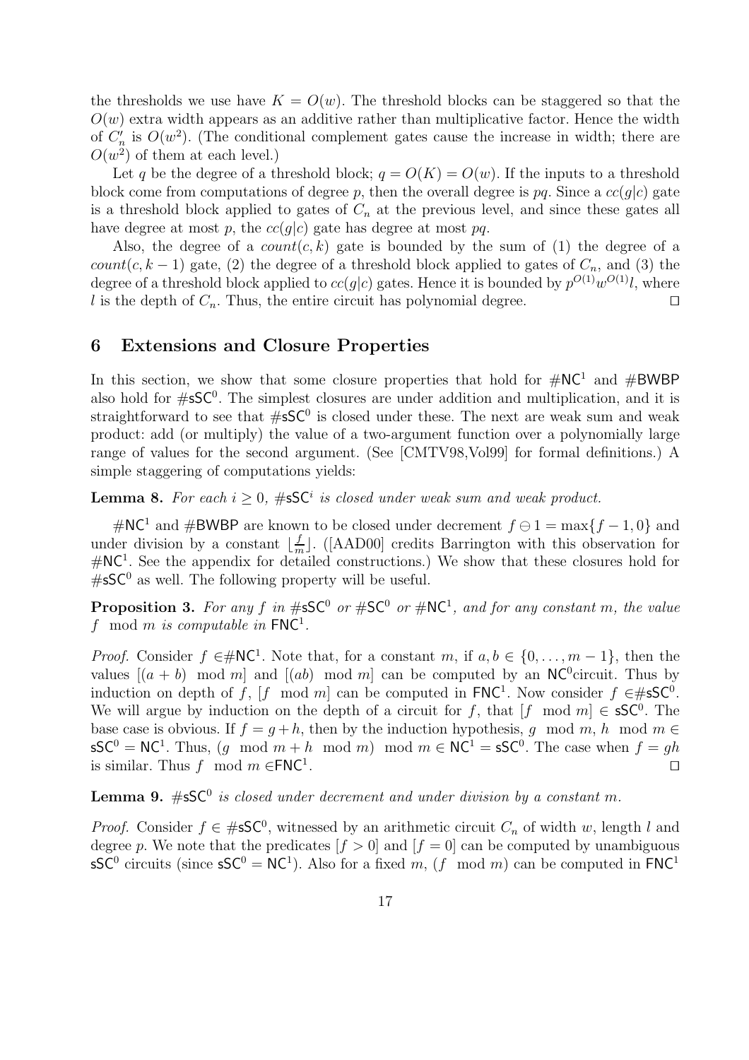the thresholds we use have $K = O(w)$. The threshold blocks can be staggered so that the $O(w)$ extra width appears as an additive rather than multiplicative factor. Hence the width of $C'_n$ is $O(w^2)$. (The conditional complement gates cause the increase in width; there are $O(w^2)$ of them at each level.)

Let $q$ be the degree of a threshold block; $q = O(K) = O(w)$. If the inputs to a threshold block come from computations of degree $p$, then the overall degree is $pq$. Since a $cc(g|c)$ gate is a threshold block applied to gates of $C_n$ at the previous level, and since these gates all have degree at most $p$, the $cc(g|c)$ gate has degree at most $pq$.

Also, the degree of a $count(c, k)$ gate is bounded by the sum of (1) the degree of a $count(c, k-1)$ gate, (2) the degree of a threshold block applied to gates of $C_n$, and (3) the degree of a threshold block applied to $cc(g|c)$ gates. Hence it is bounded by $p^{O(1)}w^{O(1)}l$, where $l$ is the depth of $C_n$. Thus, the entire circuit has polynomial degree. ⊓⊔

## 6 Extensions and Closure Properties

In this section, we show that some closure properties that hold for $\#\mathsf{NC}^1$ and $\#\mathsf{BWBP}$ also hold for $\#\mathsf{sSC}^0$. The simplest closures are under addition and multiplication, and it is straightforward to see that $\#\mathsf{sSC}^0$ is closed under these. The next are weak sum and weak product: add (or multiply) the value of a two-argument function over a polynomially large range of values for the second argument. (See [CMTV98,Vol99] for formal definitions.) A simple staggering of computations yields:

**Lemma 8.** *For each $i \geq 0$, $\#\mathsf{sSC}^i$ is closed under weak sum and weak product.*

$\#\mathsf{NC}^1$ and $\#\mathsf{BWBP}$ are known to be closed under decrement $f \ominus 1 = \max\{f-1, 0\}$ and under division by a constant $\lfloor \frac{f}{m} \rfloor$. ([AAD00] credits Barrington with this observation for $\#\mathsf{NC}^1$. See the appendix for detailed constructions.) We show that these closures hold for $\#\mathsf{sSC}^0$ as well. The following property will be useful.

**Proposition 3.** *For any $f$ in $\#\mathsf{sSC}^0$ or $\#\mathsf{SC}^0$ or $\#\mathsf{NC}^1$, and for any constant $m$, the value $f \mod m$ is computable in $\mathsf{FNC}^1$.*

*Proof.* Consider $f \in \#\mathsf{NC}^1$. Note that, for a constant $m$, if $a, b \in \{0, \ldots, m-1\}$, then the values $[(a+b) \mod m]$ and $[(ab) \mod m]$ can be computed by an $\mathsf{NC}^0$circuit. Thus by induction on depth of $f$, $[f \mod m]$ can be computed in $\mathsf{FNC}^1$. Now consider $f \in \#\mathsf{sSC}^0$. We will argue by induction on the depth of a circuit for $f$, that $[f \mod m] \in \mathsf{sSC}^0$. The base case is obvious. If $f = g + h$, then by the induction hypothesis, $g \mod m$, $h \mod m \in \mathsf{sSC}^0 = \mathsf{NC}^1$. Thus, $(g \mod m + h \mod m) \mod m \in \mathsf{NC}^1 = \mathsf{sSC}^0$. The case when $f = gh$ is similar. Thus $f \mod m \in \mathsf{FNC}^1$. ⊓⊔

**Lemma 9.** *$\#\mathsf{sSC}^0$ is closed under decrement and under division by a constant $m$.*

*Proof.* Consider $f \in \#\mathsf{sSC}^0$, witnessed by an arithmetic circuit $C_n$ of width $w$, length $l$ and degree $p$. We note that the predicates $[f > 0]$ and $[f = 0]$ can be computed by unambiguous $\mathsf{sSC}^0$ circuits (since $\mathsf{sSC}^0 = \mathsf{NC}^1$). Also for a fixed $m$, $(f \mod m)$ can be computed in $\mathsf{FNC}^1$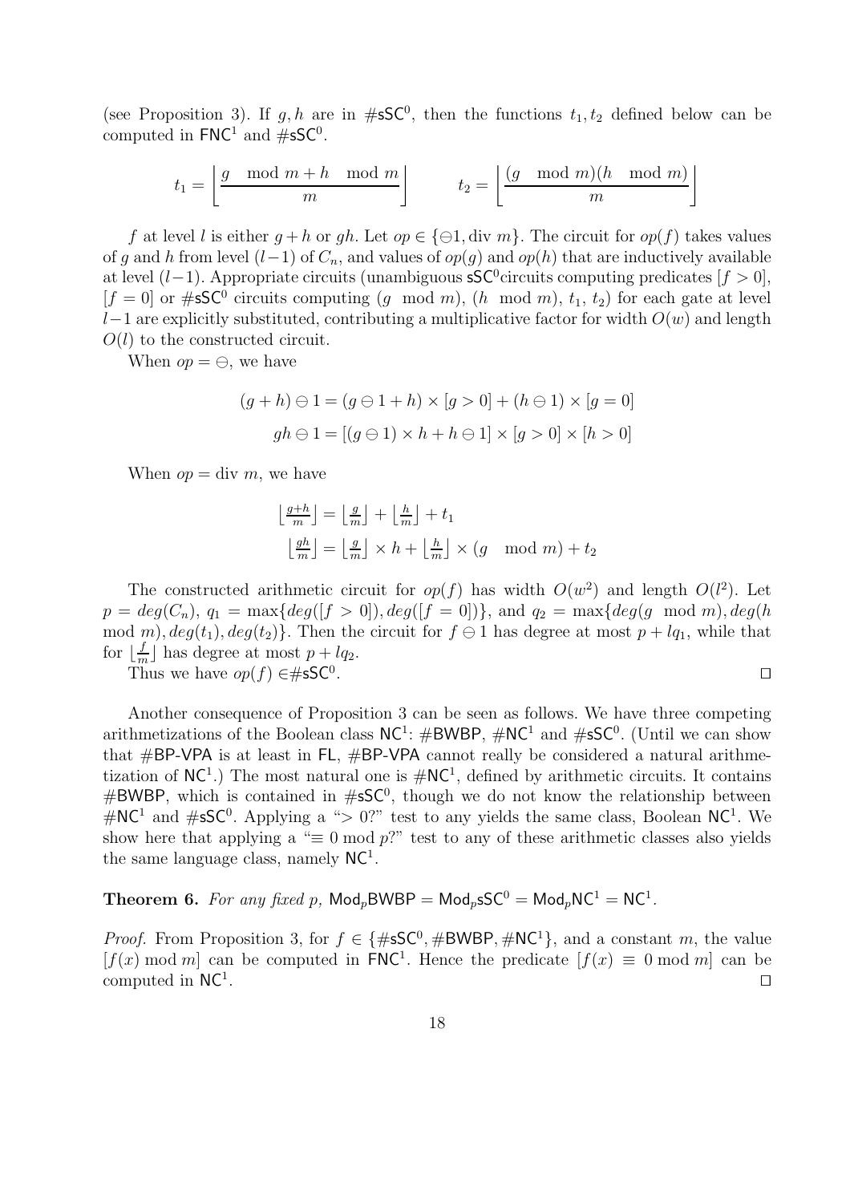(see Proposition 3). If $g, h$ are in $\#\mathsf{sSC}^0$, then the functions $t_1, t_2$ defined below can be computed in $\mathsf{FNC}^1$ and $\#\mathsf{sSC}^0$.

$$t_1 = \left\lfloor \frac{g \mod m + h \mod m}{m} \right\rfloor \qquad t_2 = \left\lfloor \frac{(g \mod m)(h \mod m)}{m} \right\rfloor$$

$f$ at level $l$ is either $g+h$ or $gh$. Let $op \in \{\ominus 1, \text{div } m\}$. The circuit for $op(f)$ takes values of $g$ and $h$ from level $(l-1)$ of $C_n$, and values of $op(g)$ and $op(h)$ that are inductively available at level $(l-1)$. Appropriate circuits (unambiguous $\mathsf{sSC}^0$circuits computing predicates $[f > 0]$, $[f = 0]$ or $\#\mathsf{sSC}^0$ circuits computing $(g \mod m)$, $(h \mod m)$, $t_1$, $t_2$) for each gate at level $l-1$ are explicitly substituted, contributing a multiplicative factor for width $O(w)$ and length $O(l)$ to the constructed circuit.

When $op = \ominus$, we have

$$(g + h) \ominus 1 = (g \ominus 1 + h) \times [g > 0] + (h \ominus 1) \times [g = 0]$$

$$gh \ominus 1 = [(g \ominus 1) \times h + h \ominus 1] \times [g > 0] \times [h > 0]$$

When $op = \text{div } m$, we have

$$\lfloor \tfrac{g+h}{m} \rfloor = \lfloor \tfrac{g}{m} \rfloor + \lfloor \tfrac{h}{m} \rfloor + t_1$$

$$\lfloor \tfrac{gh}{m} \rfloor = \lfloor \tfrac{g}{m} \rfloor \times h + \lfloor \tfrac{h}{m} \rfloor \times (g \mod m) + t_2$$

The constructed arithmetic circuit for $op(f)$ has width $O(w^2)$ and length $O(l^2)$. Let $p = deg(C_n)$, $q_1 = \max\{deg([f > 0]), deg([f = 0])\}$, and $q_2 = \max\{deg(g \mod m), deg(h \mod m), deg(t_1), deg(t_2)\}$. Then the circuit for $f \ominus 1$ has degree at most $p + lq_1$, while that for $\lfloor \frac{f}{m} \rfloor$ has degree at most $p + lq_2$.

Thus we have $op(f) \in \#\mathsf{sSC}^0$. □

Another consequence of Proposition 3 can be seen as follows. We have three competing arithmetizations of the Boolean class $\mathsf{NC}^1$: $\#\mathsf{BWBP}$, $\#\mathsf{NC}^1$ and $\#\mathsf{sSC}^0$. (Until we can show that $\#\mathsf{BP\text{-}VPA}$ is at least in $\mathsf{FL}$, $\#\mathsf{BP\text{-}VPA}$ cannot really be considered a natural arithmetization of $\mathsf{NC}^1$.) The most natural one is $\#\mathsf{NC}^1$, defined by arithmetic circuits. It contains $\#\mathsf{BWBP}$, which is contained in $\#\mathsf{sSC}^0$, though we do not know the relationship between $\#\mathsf{NC}^1$ and $\#\mathsf{sSC}^0$. Applying a "$> 0$?" test to any yields the same class, Boolean $\mathsf{NC}^1$. We show here that applying a "$\equiv 0 \bmod p$?" test to any of these arithmetic classes also yields the same language class, namely $\mathsf{NC}^1$.

**Theorem 6.** *For any fixed $p$, $\mathsf{Mod}_p\mathsf{BWBP} = \mathsf{Mod}_p\mathsf{sSC}^0 = \mathsf{Mod}_p\mathsf{NC}^1 = \mathsf{NC}^1$.*

*Proof.* From Proposition 3, for $f \in \{\#\mathsf{sSC}^0, \#\mathsf{BWBP}, \#\mathsf{NC}^1\}$, and a constant $m$, the value $[f(x) \bmod m]$ can be computed in $\mathsf{FNC}^1$. Hence the predicate $[f(x) \equiv 0 \bmod m]$ can be computed in $\mathsf{NC}^1$. □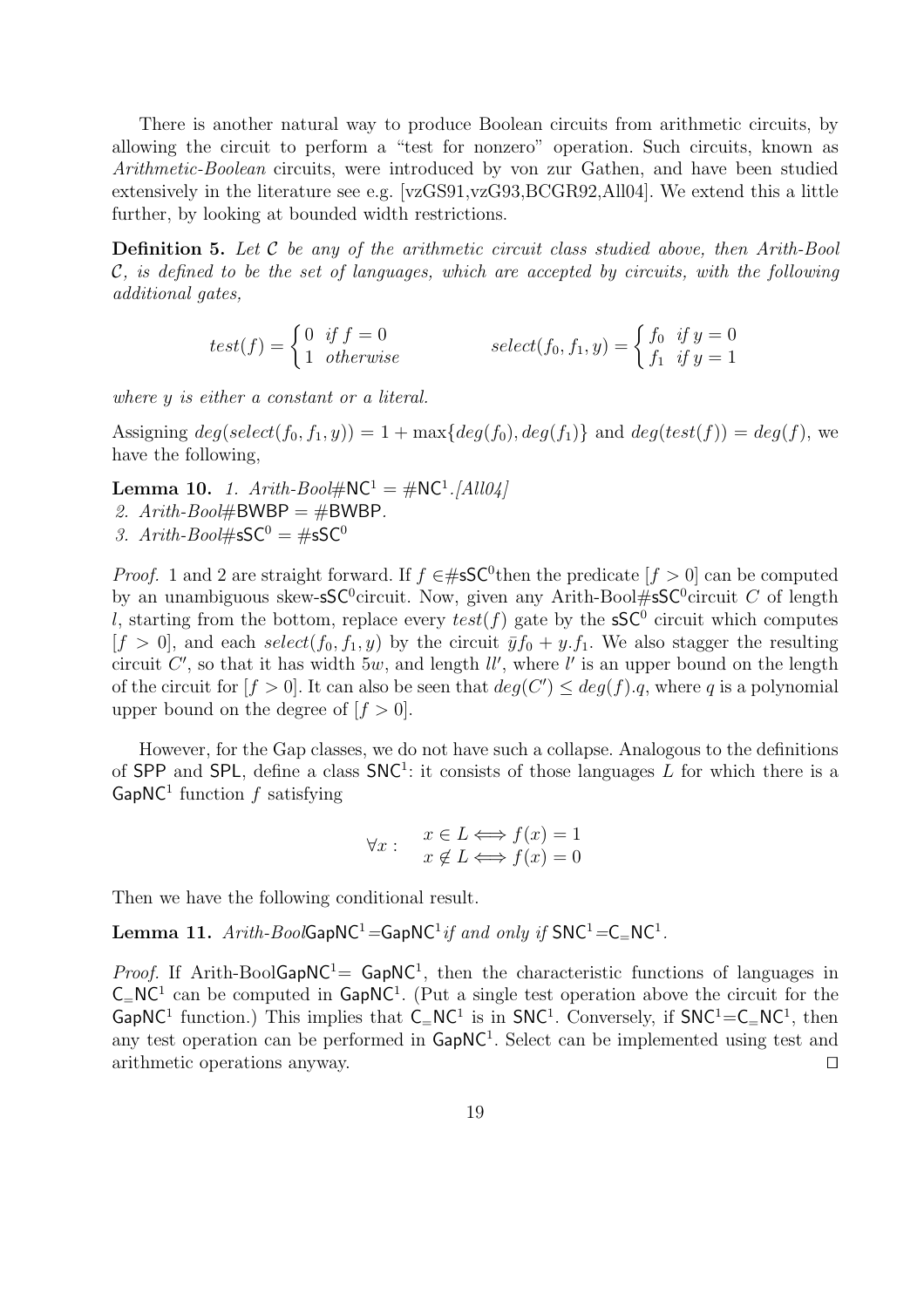There is another natural way to produce Boolean circuits from arithmetic circuits, by allowing the circuit to perform a "test for nonzero" operation. Such circuits, known as *Arithmetic-Boolean* circuits, were introduced by von zur Gathen, and have been studied extensively in the literature see e.g. [vzGS91,vzG93,BCGR92,All04]. We extend this a little further, by looking at bounded width restrictions.

**Definition 5.** *Let $\mathcal{C}$ be any of the arithmetic circuit class studied above, then Arith-Bool $\mathcal{C}$, is defined to be the set of languages, which are accepted by circuits, with the following additional gates,*

$$test(f) = \begin{cases} 0 & \text{if } f = 0 \\ 1 & \text{otherwise} \end{cases} \qquad\qquad select(f_0, f_1, y) = \begin{cases} f_0 & \text{if } y = 0 \\ f_1 & \text{if } y = 1 \end{cases}$$

*where $y$ is either a constant or a literal.*

Assigning $deg(select(f_0, f_1, y)) = 1 + \max\{deg(f_0), deg(f_1)\}$ and $deg(test(f)) = deg(f)$, we have the following,

**Lemma 10.** *1. Arith-Bool$\#\mathsf{NC}^1 = \#\mathsf{NC}^1$.[All04]*
*2. Arith-Bool$\#\mathsf{BWBP} = \#\mathsf{BWBP}$.*
*3. Arith-Bool$\#\mathsf{sSC}^0 = \#\mathsf{sSC}^0$*

*Proof.* 1 and 2 are straight forward. If $f \in \#\mathsf{sSC}^0$then the predicate $[f > 0]$ can be computed by an unambiguous skew-$\mathsf{sSC}^0$circuit. Now, given any Arith-Bool$\#\mathsf{sSC}^0$circuit $C$ of length $l$, starting from the bottom, replace every $test(f)$ gate by the $\mathsf{sSC}^0$ circuit which computes $[f > 0]$, and each $select(f_0, f_1, y)$ by the circuit $\bar{y}f_0 + y.f_1$. We also stagger the resulting circuit $C'$, so that it has width $5w$, and length $ll'$, where $l'$ is an upper bound on the length of the circuit for $[f > 0]$. It can also be seen that $deg(C') \leq deg(f).q$, where $q$ is a polynomial upper bound on the degree of $[f > 0]$.

However, for the Gap classes, we do not have such a collapse. Analogous to the definitions of $\mathsf{SPP}$ and $\mathsf{SPL}$, define a class $\mathsf{SNC}^1$: it consists of those languages $L$ for which there is a $\mathsf{GapNC}^1$ function $f$ satisfying

$$\forall x : \quad \begin{array}{l} x \in L \Longleftrightarrow f(x) = 1 \\ x \notin L \Longleftrightarrow f(x) = 0 \end{array}$$

Then we have the following conditional result.

**Lemma 11.** *Arith-Bool$\mathsf{GapNC}^1$=$\mathsf{GapNC}^1$if and only if $\mathsf{SNC}^1$=$\mathsf{C_=NC}^1$.*

*Proof.* If Arith-Bool$\mathsf{GapNC}^1$= $\mathsf{GapNC}^1$, then the characteristic functions of languages in $\mathsf{C_=NC}^1$ can be computed in $\mathsf{GapNC}^1$. (Put a single test operation above the circuit for the $\mathsf{GapNC}^1$ function.) This implies that $\mathsf{C_=NC}^1$ is in $\mathsf{SNC}^1$. Conversely, if $\mathsf{SNC}^1$=$\mathsf{C_=NC}^1$, then any test operation can be performed in $\mathsf{GapNC}^1$. Select can be implemented using test and arithmetic operations anyway. ◻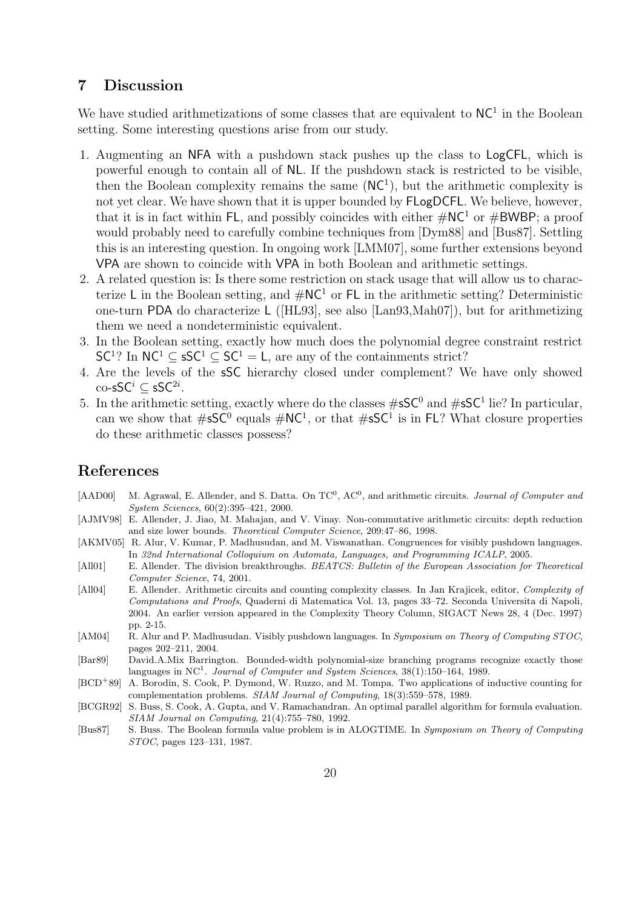# 7 Discussion

We have studied arithmetizations of some classes that are equivalent to $\mathsf{NC}^1$ in the Boolean setting. Some interesting questions arise from our study.

1. Augmenting an NFA with a pushdown stack pushes up the class to LogCFL, which is powerful enough to contain all of NL. If the pushdown stack is restricted to be visible, then the Boolean complexity remains the same ($\mathsf{NC}^1$), but the arithmetic complexity is not yet clear. We have shown that it is upper bounded by FLogDCFL. We believe, however, that it is in fact within FL, and possibly coincides with either $\#\mathsf{NC}^1$ or $\#\mathsf{BWBP}$; a proof would probably need to carefully combine techniques from [Dym88] and [Bus87]. Settling this is an interesting question. In ongoing work [LMM07], some further extensions beyond VPA are shown to coincide with VPA in both Boolean and arithmetic settings.
2. A related question is: Is there some restriction on stack usage that will allow us to characterize L in the Boolean setting, and $\#\mathsf{NC}^1$ or FL in the arithmetic setting? Deterministic one-turn PDA do characterize L ([HL93], see also [Lan93,Mah07]), but for arithmetizing them we need a nondeterministic equivalent.
3. In the Boolean setting, exactly how much does the polynomial degree constraint restrict $\mathsf{SC}^1$? In $\mathsf{NC}^1 \subseteq \mathsf{sSC}^1 \subseteq \mathsf{SC}^1 = \mathsf{L}$, are any of the containments strict?
4. Are the levels of the sSC hierarchy closed under complement? We have only showed co-$\mathsf{sSC}^i \subseteq \mathsf{sSC}^{2i}$.
5. In the arithmetic setting, exactly where do the classes $\#\mathsf{sSC}^0$ and $\#\mathsf{sSC}^1$ lie? In particular, can we show that $\#\mathsf{sSC}^0$ equals $\#\mathsf{NC}^1$, or that $\#\mathsf{sSC}^1$ is in FL? What closure properties do these arithmetic classes possess?

# References

[AAD00] M. Agrawal, E. Allender, and S. Datta. On $\mathrm{TC}^0$, $\mathrm{AC}^0$, and arithmetic circuits. *Journal of Computer and System Sciences*, 60(2):395–421, 2000.

[AJMV98] E. Allender, J. Jiao, M. Mahajan, and V. Vinay. Non-commutative arithmetic circuits: depth reduction and size lower bounds. *Theoretical Computer Science*, 209:47–86, 1998.

[AKMV05] R. Alur, V. Kumar, P. Madhusudan, and M. Viswanathan. Congruences for visibly pushdown languages. In *32nd International Colloquium on Automata, Languages, and Programming ICALP*, 2005.

[All01] E. Allender. The division breakthroughs. *BEATCS: Bulletin of the European Association for Theoretical Computer Science*, 74, 2001.

[All04] E. Allender. Arithmetic circuits and counting complexity classes. In Jan Krajicek, editor, *Complexity of Computations and Proofs*, Quaderni di Matematica Vol. 13, pages 33–72. Seconda Universita di Napoli, 2004. An earlier version appeared in the Complexity Theory Column, SIGACT News 28, 4 (Dec. 1997) pp. 2-15.

[AM04] R. Alur and P. Madhusudan. Visibly pushdown languages. In *Symposium on Theory of Computing STOC*, pages 202–211, 2004.

[Bar89] David.A.Mix Barrington. Bounded-width polynomial-size branching programs recognize exactly those languages in $\mathrm{NC}^1$. *Journal of Computer and System Sciences*, 38(1):150–164, 1989.

[BCD+89] A. Borodin, S. Cook, P. Dymond, W. Ruzzo, and M. Tompa. Two applications of inductive counting for complementation problems. *SIAM Journal of Computing*, 18(3):559–578, 1989.

[BCGR92] S. Buss, S. Cook, A. Gupta, and V. Ramachandran. An optimal parallel algorithm for formula evaluation. *SIAM Journal on Computing*, 21(4):755–780, 1992.

[Bus87] S. Buss. The Boolean formula value problem is in ALOGTIME. In *Symposium on Theory of Computing STOC*, pages 123–131, 1987.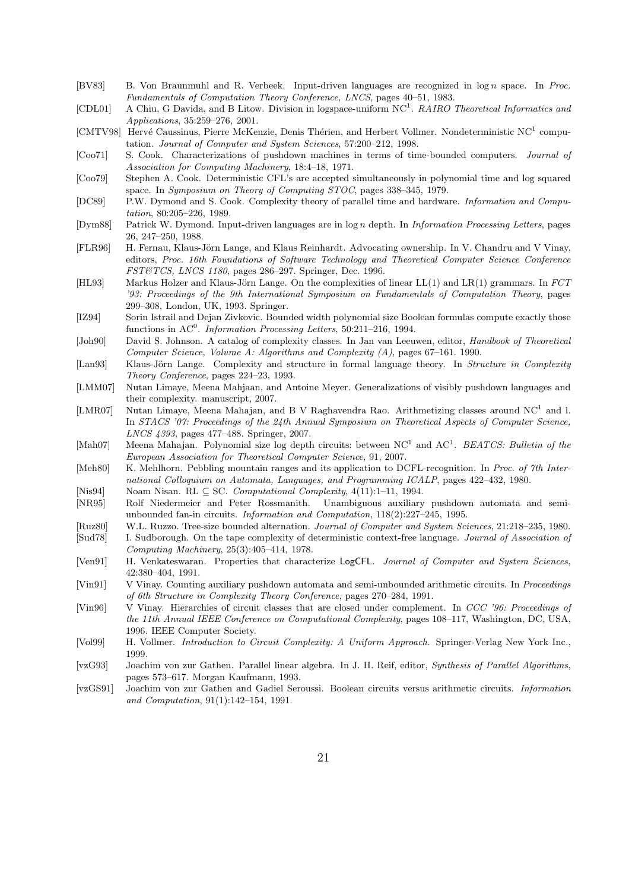[BV83] B. Von Braunmuhl and R. Verbeek. Input-driven languages are recognized in $\log n$ space. In *Proc. Fundamentals of Computation Theory Conference, LNCS*, pages 40–51, 1983.

[CDL01] A Chiu, G Davida, and B Litow. Division in logspace-uniform $NC^1$. *RAIRO Theoretical Informatics and Applications*, 35:259–276, 2001.

[CMTV98] Hervé Caussinus, Pierre McKenzie, Denis Thérien, and Herbert Vollmer. Nondeterministic $NC^1$ computation. *Journal of Computer and System Sciences*, 57:200–212, 1998.

[Coo71] S. Cook. Characterizations of pushdown machines in terms of time-bounded computers. *Journal of Association for Computing Machinery*, 18:4–18, 1971.

[Coo79] Stephen A. Cook. Deterministic CFL's are accepted simultaneously in polynomial time and log squared space. In *Symposium on Theory of Computing STOC*, pages 338–345, 1979.

[DC89] P.W. Dymond and S. Cook. Complexity theory of parallel time and hardware. *Information and Computation*, 80:205–226, 1989.

[Dym88] Patrick W. Dymond. Input-driven languages are in $\log n$ depth. In *Information Processing Letters*, pages 26, 247–250, 1988.

[FLR96] H. Fernau, Klaus-Jörn Lange, and Klaus Reinhardt. Advocating ownership. In V. Chandru and V Vinay, editors, *Proc. 16th Foundations of Software Technology and Theoretical Computer Science Conference FST&TCS, LNCS 1180*, pages 286–297. Springer, Dec. 1996.

[HL93] Markus Holzer and Klaus-Jörn Lange. On the complexities of linear LL(1) and LR(1) grammars. In *FCT '93: Proceedings of the 9th International Symposium on Fundamentals of Computation Theory*, pages 299–308, London, UK, 1993. Springer.

[IZ94] Sorin Istrail and Dejan Zivkovic. Bounded width polynomial size Boolean formulas compute exactly those functions in $AC^0$. *Information Processing Letters*, 50:211–216, 1994.

[Joh90] David S. Johnson. A catalog of complexity classes. In Jan van Leeuwen, editor, *Handbook of Theoretical Computer Science, Volume A: Algorithms and Complexity (A)*, pages 67–161. 1990.

[Lan93] Klaus-Jörn Lange. Complexity and structure in formal language theory. In *Structure in Complexity Theory Conference*, pages 224–23, 1993.

[LMM07] Nutan Limaye, Meena Mahjaan, and Antoine Meyer. Generalizations of visibly pushdown languages and their complexity. manuscript, 2007.

[LMR07] Nutan Limaye, Meena Mahajan, and B V Raghavendra Rao. Arithmetizing classes around $NC^1$ and l. In *STACS '07: Proceedings of the 24th Annual Symposium on Theoretical Aspects of Computer Science, LNCS 4393*, pages 477–488. Springer, 2007.

[Mah07] Meena Mahajan. Polynomial size log depth circuits: between $NC^1$ and $AC^1$. *BEATCS: Bulletin of the European Association for Theoretical Computer Science*, 91, 2007.

[Meh80] K. Mehlhorn. Pebbling mountain ranges and its application to DCFL-recognition. In *Proc. of 7th International Colloquium on Automata, Languages, and Programming ICALP*, pages 422–432, 1980.

[Nis94] Noam Nisan. RL $\subseteq$ SC. *Computational Complexity*, 4(11):1–11, 1994.

[NR95] Rolf Niedermeier and Peter Rossmanith. Unambiguous auxiliary pushdown automata and semi-unbounded fan-in circuits. *Information and Computation*, 118(2):227–245, 1995.

[Ruz80] W.L. Ruzzo. Tree-size bounded alternation. *Journal of Computer and System Sciences*, 21:218–235, 1980.

[Sud78] I. Sudborough. On the tape complexity of deterministic context-free language. *Journal of Association of Computing Machinery*, 25(3):405–414, 1978.

[Ven91] H. Venkateswaran. Properties that characterize LogCFL. *Journal of Computer and System Sciences*, 42:380–404, 1991.

[Vin91] V Vinay. Counting auxiliary pushdown automata and semi-unbounded arithmetic circuits. In *Proceedings of 6th Structure in Complexity Theory Conference*, pages 270–284, 1991.

[Vin96] V Vinay. Hierarchies of circuit classes that are closed under complement. In *CCC '96: Proceedings of the 11th Annual IEEE Conference on Computational Complexity*, pages 108–117, Washington, DC, USA, 1996. IEEE Computer Society.

[Vol99] H. Vollmer. *Introduction to Circuit Complexity: A Uniform Approach*. Springer-Verlag New York Inc., 1999.

[vzG93] Joachim von zur Gathen. Parallel linear algebra. In J. H. Reif, editor, *Synthesis of Parallel Algorithms*, pages 573–617. Morgan Kaufmann, 1993.

[vzGS91] Joachim von zur Gathen and Gadiel Seroussi. Boolean circuits versus arithmetic circuits. *Information and Computation*, 91(1):142–154, 1991.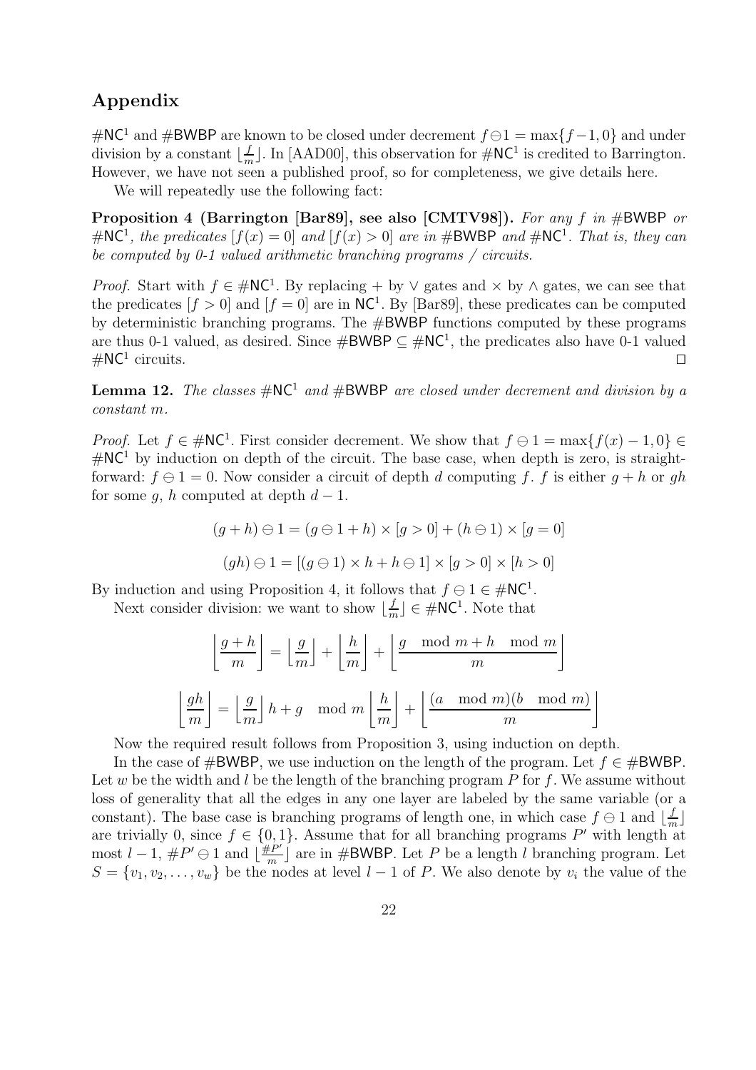# Appendix

$\#\mathsf{NC}^1$ and $\#\mathsf{BWBP}$ are known to be closed under decrement $f \ominus 1 = \max\{f-1, 0\}$ and under division by a constant $\lfloor \frac{f}{m} \rfloor$. In [AAD00], this observation for $\#\mathsf{NC}^1$ is credited to Barrington. However, we have not seen a published proof, so for completeness, we give details here.

We will repeatedly use the following fact:

**Proposition 4 (Barrington [Bar89], see also [CMTV98]).** *For any $f$ in $\#\mathsf{BWBP}$ or $\#\mathsf{NC}^1$, the predicates $[f(x) = 0]$ and $[f(x) > 0]$ are in $\#\mathsf{BWBP}$ and $\#\mathsf{NC}^1$. That is, they can be computed by 0-1 valued arithmetic branching programs / circuits.*

*Proof.* Start with $f \in \#\mathsf{NC}^1$. By replacing $+$ by $\vee$ gates and $\times$ by $\wedge$ gates, we can see that the predicates $[f > 0]$ and $[f = 0]$ are in $\mathsf{NC}^1$. By [Bar89], these predicates can be computed by deterministic branching programs. The $\#\mathsf{BWBP}$ functions computed by these programs are thus 0-1 valued, as desired. Since $\#\mathsf{BWBP} \subseteq \#\mathsf{NC}^1$, the predicates also have 0-1 valued $\#\mathsf{NC}^1$ circuits. ◻

**Lemma 12.** *The classes $\#\mathsf{NC}^1$ and $\#\mathsf{BWBP}$ are closed under decrement and division by a constant $m$.*

*Proof.* Let $f \in \#\mathsf{NC}^1$. First consider decrement. We show that $f \ominus 1 = \max\{f(x) - 1, 0\} \in \#\mathsf{NC}^1$ by induction on depth of the circuit. The base case, when depth is zero, is straightforward: $f \ominus 1 = 0$. Now consider a circuit of depth $d$ computing $f$. $f$ is either $g + h$ or $gh$ for some $g$, $h$ computed at depth $d - 1$.

$$(g + h) \ominus 1 = (g \ominus 1 + h) \times [g > 0] + (h \ominus 1) \times [g = 0]$$

$$(gh) \ominus 1 = [(g \ominus 1) \times h + h \ominus 1] \times [g > 0] \times [h > 0]$$

By induction and using Proposition 4, it follows that $f \ominus 1 \in \#\mathsf{NC}^1$.

Next consider division: we want to show $\lfloor \frac{f}{m} \rfloor \in \#\mathsf{NC}^1$. Note that

$$\left\lfloor \frac{g+h}{m} \right\rfloor = \left\lfloor \frac{g}{m} \right\rfloor + \left\lfloor \frac{h}{m} \right\rfloor + \left\lfloor \frac{g \mod m + h \mod m}{m} \right\rfloor$$

$$\left\lfloor \frac{gh}{m} \right\rfloor = \left\lfloor \frac{g}{m} \right\rfloor h + g \mod m \left\lfloor \frac{h}{m} \right\rfloor + \left\lfloor \frac{(a \mod m)(b \mod m)}{m} \right\rfloor$$

Now the required result follows from Proposition 3, using induction on depth.

In the case of $\#\mathsf{BWBP}$, we use induction on the length of the program. Let $f \in \#\mathsf{BWBP}$. Let $w$ be the width and $l$ be the length of the branching program $P$ for $f$. We assume without loss of generality that all the edges in any one layer are labeled by the same variable (or a constant). The base case is branching programs of length one, in which case $f \ominus 1$ and $\lfloor \frac{f}{m} \rfloor$ are trivially 0, since $f \in \{0, 1\}$. Assume that for all branching programs $P'$ with length at most $l - 1$, $\#P' \ominus 1$ and $\lfloor \frac{\#P'}{m} \rfloor$ are in $\#\mathsf{BWBP}$. Let $P$ be a length $l$ branching program. Let $S = \{v_1, v_2, \ldots, v_w\}$ be the nodes at level $l - 1$ of $P$. We also denote by $v_i$ the value of the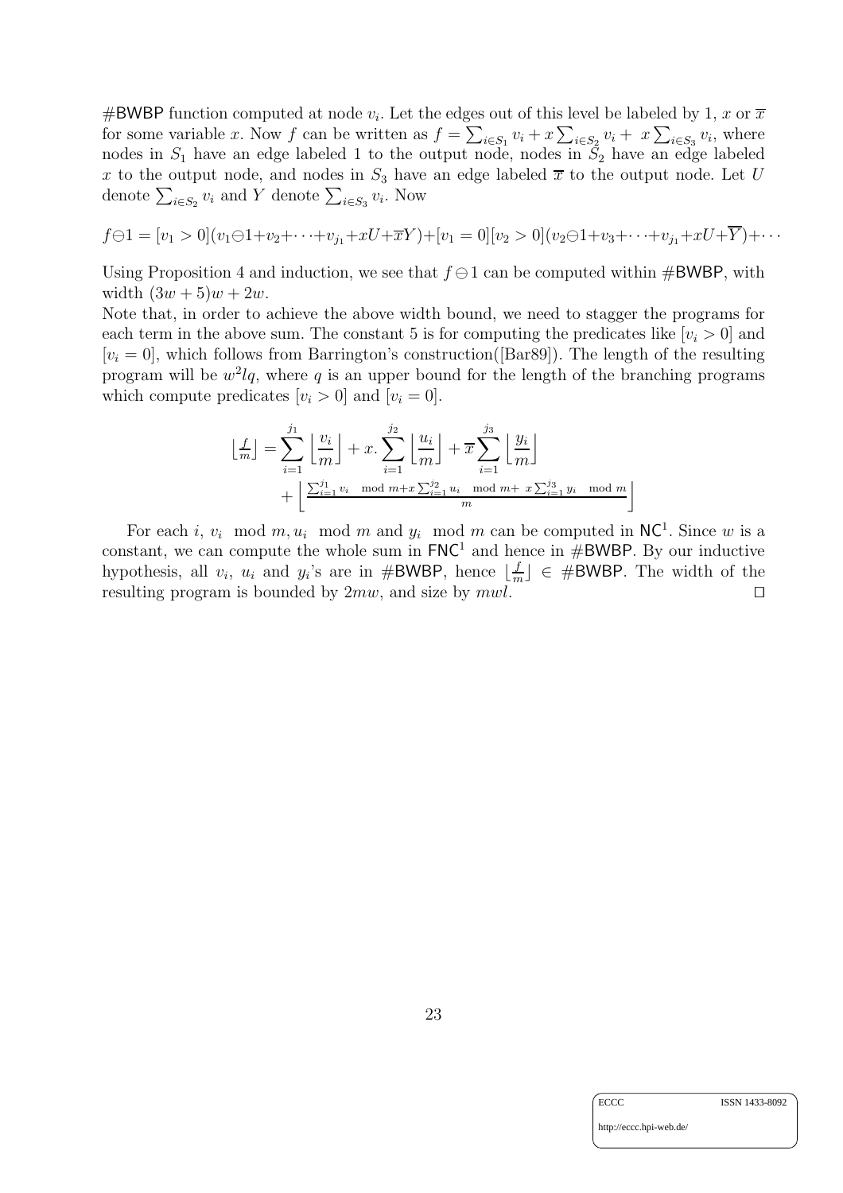#BWBP function computed at node $v_i$. Let the edges out of this level be labeled by 1, $x$ or $\overline{x}$ for some variable $x$. Now $f$ can be written as $f = \sum_{i \in S_1} v_i + x \sum_{i \in S_2} v_i + \ x \sum_{i \in S_3} v_i$, where nodes in $S_1$ have an edge labeled 1 to the output node, nodes in $S_2$ have an edge labeled $x$ to the output node, and nodes in $S_3$ have an edge labeled $\overline{x}$ to the output node. Let $U$ denote $\sum_{i \in S_2} v_i$ and $Y$ denote $\sum_{i \in S_3} v_i$. Now

$$f \ominus 1 = [v_1 > 0](v_1 \ominus 1 + v_2 + \cdots + v_{j_1} + xU + \overline{x}Y) + [v_1 = 0][v_2 > 0](v_2 \ominus 1 + v_3 + \cdots + v_{j_1} + xU + \overline{Y}) + \cdots$$

Using Proposition 4 and induction, we see that $f \ominus 1$ can be computed within #BWBP, with width $(3w+5)w + 2w$.
Note that, in order to achieve the above width bound, we need to stagger the programs for each term in the above sum. The constant 5 is for computing the predicates like $[v_i > 0]$ and $[v_i = 0]$, which follows from Barrington's construction([Bar89]). The length of the resulting program will be $w^2 l q$, where $q$ is an upper bound for the length of the branching programs which compute predicates $[v_i > 0]$ and $[v_i = 0]$.

$$\lfloor \tfrac{f}{m} \rfloor = \sum_{i=1}^{j_1} \left\lfloor \frac{v_i}{m} \right\rfloor + x . \sum_{i=1}^{j_2} \left\lfloor \frac{u_i}{m} \right\rfloor + \overline{x} \sum_{i=1}^{j_3} \left\lfloor \frac{y_i}{m} \right\rfloor + \left\lfloor \frac{\sum_{i=1}^{j_1} v_i \mod m + x \sum_{i=1}^{j_2} u_i \mod m + \ x \sum_{i=1}^{j_3} y_i \mod m}{m} \right\rfloor$$

For each $i$, $v_i \mod m, u_i \mod m$ and $y_i \mod m$ can be computed in $\mathsf{NC}^1$. Since $w$ is a constant, we can compute the whole sum in $\mathsf{FNC}^1$ and hence in #BWBP. By our inductive hypothesis, all $v_i$, $u_i$ and $y_i$'s are in #BWBP, hence $\lfloor \frac{f}{m} \rfloor \in$ #BWBP. The width of the resulting program is bounded by $2mw$, and size by $mwl$. □

ECCC ISSN 1433-8092

http://eccc.hpi-web.de/